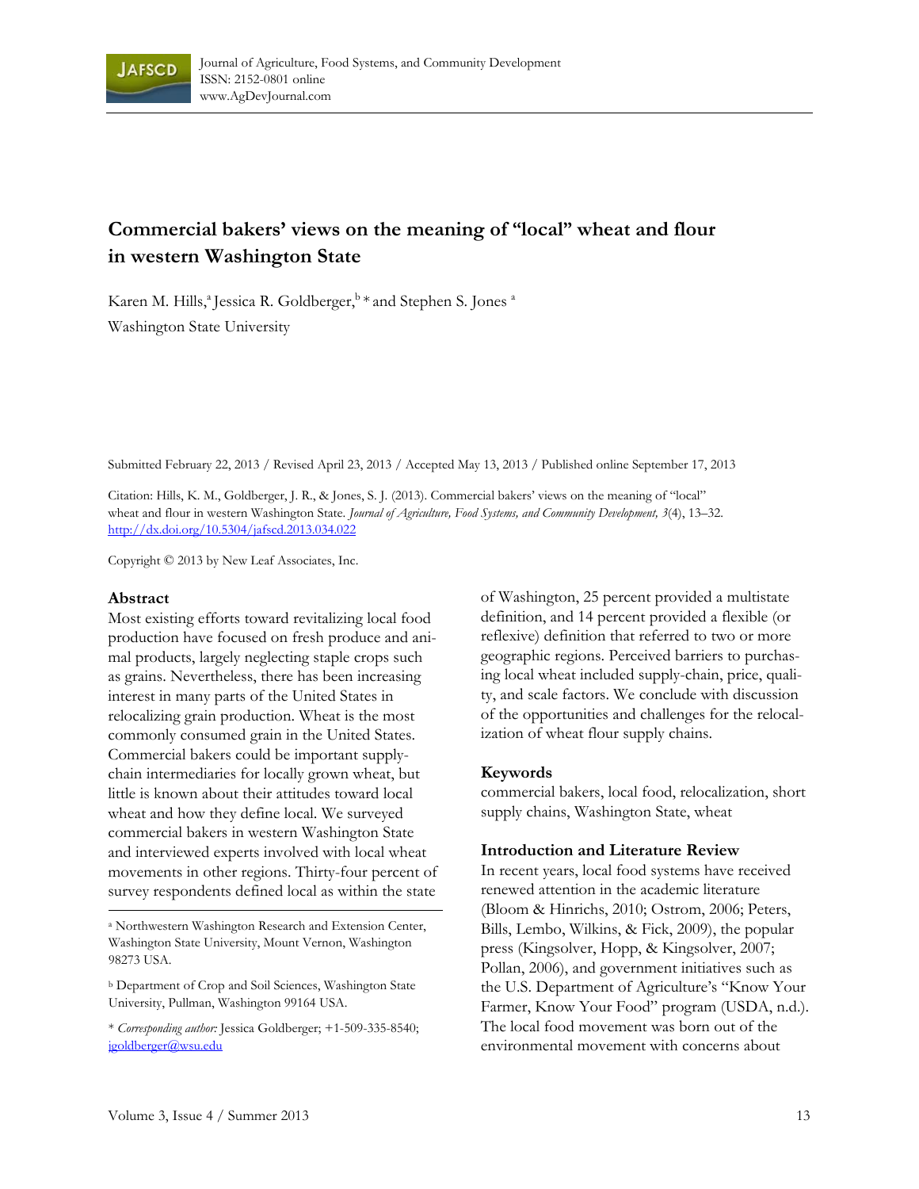Journal of Agriculture, Food Systems, and Community Development
ISSN: 2152-0801 online
www.AgDevJournal.com

# Commercial bakers' views on the meaning of "local" wheat and flour in western Washington State

Karen M. Hills,[a] Jessica R. Goldberger,[b] * and Stephen S. Jones [a]
Washington State University

Submitted February 22, 2013 / Revised April 23, 2013 / Accepted May 13, 2013 / Published online September 17, 2013

Citation: Hills, K. M., Goldberger, J. R., & Jones, S. J. (2013). Commercial bakers' views on the meaning of "local" wheat and flour in western Washington State. *Journal of Agriculture, Food Systems, and Community Development, 3*(4), 13–32. http://dx.doi.org/10.5304/jafscd.2013.034.022

Copyright © 2013 by New Leaf Associates, Inc.

## Abstract

Most existing efforts toward revitalizing local food production have focused on fresh produce and animal products, largely neglecting staple crops such as grains. Nevertheless, there has been increasing interest in many parts of the United States in relocalizing grain production. Wheat is the most commonly consumed grain in the United States. Commercial bakers could be important supply-chain intermediaries for locally grown wheat, but little is known about their attitudes toward local wheat and how they define local. We surveyed commercial bakers in western Washington State and interviewed experts involved with local wheat movements in other regions. Thirty-four percent of survey respondents defined local as within the state of Washington, 25 percent provided a multistate definition, and 14 percent provided a flexible (or reflexive) definition that referred to two or more geographic regions. Perceived barriers to purchasing local wheat included supply-chain, price, quality, and scale factors. We conclude with discussion of the opportunities and challenges for the relocalization of wheat flour supply chains.

## Keywords

commercial bakers, local food, relocalization, short supply chains, Washington State, wheat

## Introduction and Literature Review

In recent years, local food systems have received renewed attention in the academic literature (Bloom & Hinrichs, 2010; Ostrom, 2006; Peters, Bills, Lembo, Wilkins, & Fick, 2009), the popular press (Kingsolver, Hopp, & Kingsolver, 2007; Pollan, 2006), and government initiatives such as the U.S. Department of Agriculture's "Know Your Farmer, Know Your Food" program (USDA, n.d.). The local food movement was born out of the environmental movement with concerns about

---

[a] Northwestern Washington Research and Extension Center, Washington State University, Mount Vernon, Washington 98273 USA.

[b] Department of Crop and Soil Sciences, Washington State University, Pullman, Washington 99164 USA.

\* *Corresponding author:* Jessica Goldberger; +1-509-335-8540; jgoldberger@wsu.edu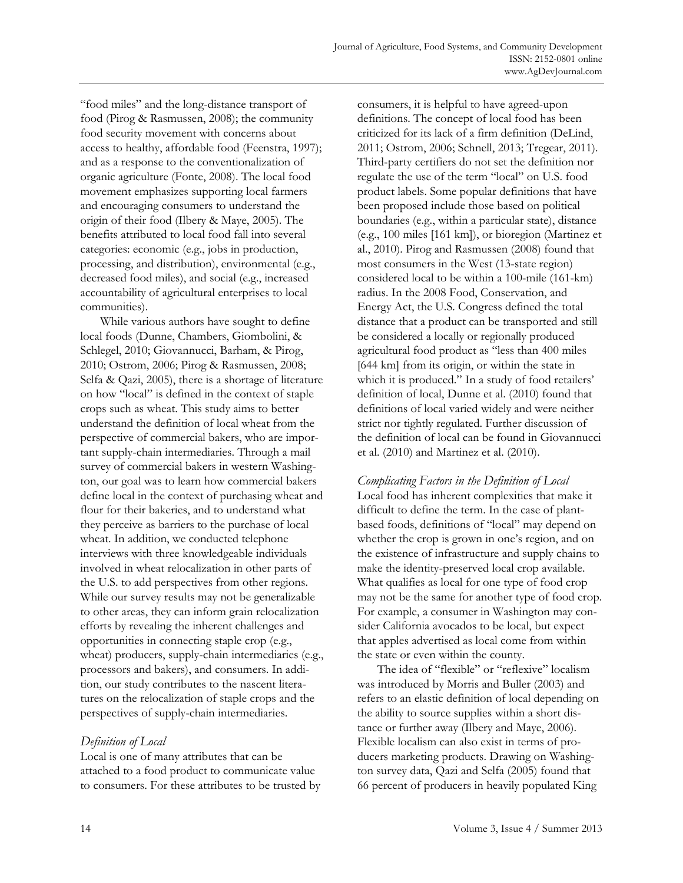"food miles" and the long-distance transport of food (Pirog & Rasmussen, 2008); the community food security movement with concerns about access to healthy, affordable food (Feenstra, 1997); and as a response to the conventionalization of organic agriculture (Fonte, 2008). The local food movement emphasizes supporting local farmers and encouraging consumers to understand the origin of their food (Ilbery & Maye, 2005). The benefits attributed to local food fall into several categories: economic (e.g., jobs in production, processing, and distribution), environmental (e.g., decreased food miles), and social (e.g., increased accountability of agricultural enterprises to local communities).

While various authors have sought to define local foods (Dunne, Chambers, Giombolini, & Schlegel, 2010; Giovannucci, Barham, & Pirog, 2010; Ostrom, 2006; Pirog & Rasmussen, 2008; Selfa & Qazi, 2005), there is a shortage of literature on how "local" is defined in the context of staple crops such as wheat. This study aims to better understand the definition of local wheat from the perspective of commercial bakers, who are important supply-chain intermediaries. Through a mail survey of commercial bakers in western Washington, our goal was to learn how commercial bakers define local in the context of purchasing wheat and flour for their bakeries, and to understand what they perceive as barriers to the purchase of local wheat. In addition, we conducted telephone interviews with three knowledgeable individuals involved in wheat relocalization in other parts of the U.S. to add perspectives from other regions. While our survey results may not be generalizable to other areas, they can inform grain relocalization efforts by revealing the inherent challenges and opportunities in connecting staple crop (e.g., wheat) producers, supply-chain intermediaries (e.g., processors and bakers), and consumers. In addition, our study contributes to the nascent literatures on the relocalization of staple crops and the perspectives of supply-chain intermediaries.

### *Definition of Local*

Local is one of many attributes that can be attached to a food product to communicate value to consumers. For these attributes to be trusted by consumers, it is helpful to have agreed-upon definitions. The concept of local food has been criticized for its lack of a firm definition (DeLind, 2011; Ostrom, 2006; Schnell, 2013; Tregear, 2011). Third-party certifiers do not set the definition nor regulate the use of the term "local" on U.S. food product labels. Some popular definitions that have been proposed include those based on political boundaries (e.g., within a particular state), distance (e.g., 100 miles [161 km]), or bioregion (Martinez et al., 2010). Pirog and Rasmussen (2008) found that most consumers in the West (13-state region) considered local to be within a 100-mile (161-km) radius. In the 2008 Food, Conservation, and Energy Act, the U.S. Congress defined the total distance that a product can be transported and still be considered a locally or regionally produced agricultural food product as "less than 400 miles [644 km] from its origin, or within the state in which it is produced." In a study of food retailers' definition of local, Dunne et al. (2010) found that definitions of local varied widely and were neither strict nor tightly regulated. Further discussion of the definition of local can be found in Giovannucci et al. (2010) and Martinez et al. (2010).

### *Complicating Factors in the Definition of Local*

Local food has inherent complexities that make it difficult to define the term. In the case of plant-based foods, definitions of "local" may depend on whether the crop is grown in one's region, and on the existence of infrastructure and supply chains to make the identity-preserved local crop available. What qualifies as local for one type of food crop may not be the same for another type of food crop. For example, a consumer in Washington may consider California avocados to be local, but expect that apples advertised as local come from within the state or even within the county.

The idea of "flexible" or "reflexive" localism was introduced by Morris and Buller (2003) and refers to an elastic definition of local depending on the ability to source supplies within a short distance or further away (Ilbery and Maye, 2006). Flexible localism can also exist in terms of producers marketing products. Drawing on Washington survey data, Qazi and Selfa (2005) found that 66 percent of producers in heavily populated King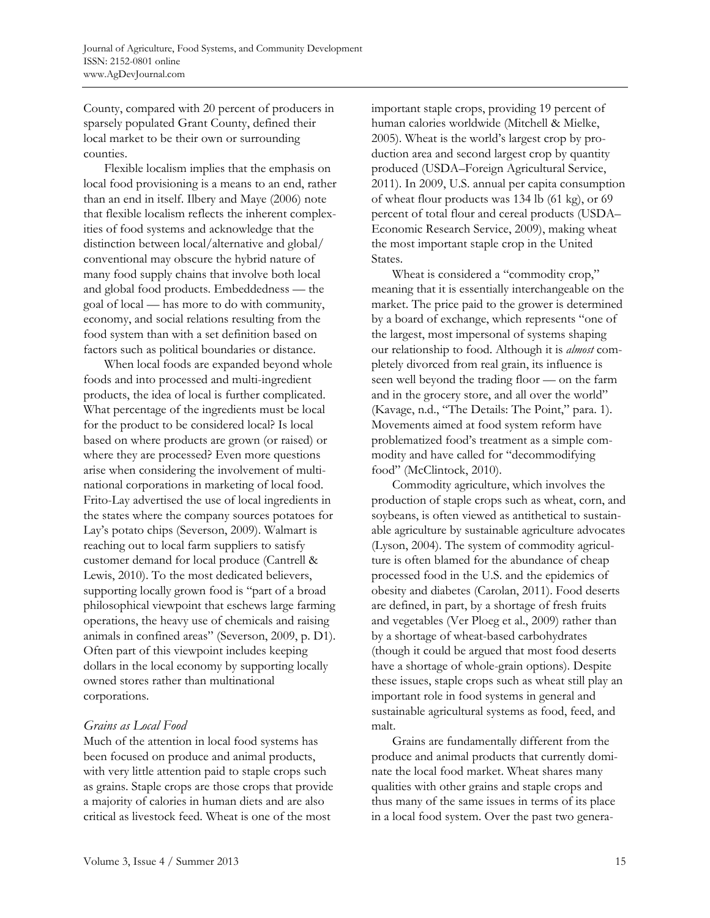County, compared with 20 percent of producers in sparsely populated Grant County, defined their local market to be their own or surrounding counties.

Flexible localism implies that the emphasis on local food provisioning is a means to an end, rather than an end in itself. Ilbery and Maye (2006) note that flexible localism reflects the inherent complexities of food systems and acknowledge that the distinction between local/alternative and global/conventional may obscure the hybrid nature of many food supply chains that involve both local and global food products. Embeddedness — the goal of local — has more to do with community, economy, and social relations resulting from the food system than with a set definition based on factors such as political boundaries or distance.

When local foods are expanded beyond whole foods and into processed and multi-ingredient products, the idea of local is further complicated. What percentage of the ingredients must be local for the product to be considered local? Is local based on where products are grown (or raised) or where they are processed? Even more questions arise when considering the involvement of multinational corporations in marketing of local food. Frito-Lay advertised the use of local ingredients in the states where the company sources potatoes for Lay's potato chips (Severson, 2009). Walmart is reaching out to local farm suppliers to satisfy customer demand for local produce (Cantrell & Lewis, 2010). To the most dedicated believers, supporting locally grown food is "part of a broad philosophical viewpoint that eschews large farming operations, the heavy use of chemicals and raising animals in confined areas" (Severson, 2009, p. D1). Often part of this viewpoint includes keeping dollars in the local economy by supporting locally owned stores rather than multinational corporations.

### *Grains as Local Food*

Much of the attention in local food systems has been focused on produce and animal products, with very little attention paid to staple crops such as grains. Staple crops are those crops that provide a majority of calories in human diets and are also critical as livestock feed. Wheat is one of the most important staple crops, providing 19 percent of human calories worldwide (Mitchell & Mielke, 2005). Wheat is the world's largest crop by production area and second largest crop by quantity produced (USDA–Foreign Agricultural Service, 2011). In 2009, U.S. annual per capita consumption of wheat flour products was 134 lb (61 kg), or 69 percent of total flour and cereal products (USDA–Economic Research Service, 2009), making wheat the most important staple crop in the United States.

Wheat is considered a "commodity crop," meaning that it is essentially interchangeable on the market. The price paid to the grower is determined by a board of exchange, which represents "one of the largest, most impersonal of systems shaping our relationship to food. Although it is *almost* completely divorced from real grain, its influence is seen well beyond the trading floor — on the farm and in the grocery store, and all over the world" (Kavage, n.d., "The Details: The Point," para. 1). Movements aimed at food system reform have problematized food's treatment as a simple commodity and have called for "decommodifying food" (McClintock, 2010).

Commodity agriculture, which involves the production of staple crops such as wheat, corn, and soybeans, is often viewed as antithetical to sustainable agriculture by sustainable agriculture advocates (Lyson, 2004). The system of commodity agriculture is often blamed for the abundance of cheap processed food in the U.S. and the epidemics of obesity and diabetes (Carolan, 2011). Food deserts are defined, in part, by a shortage of fresh fruits and vegetables (Ver Ploeg et al., 2009) rather than by a shortage of wheat-based carbohydrates (though it could be argued that most food deserts have a shortage of whole-grain options). Despite these issues, staple crops such as wheat still play an important role in food systems in general and sustainable agricultural systems as food, feed, and malt.

Grains are fundamentally different from the produce and animal products that currently dominate the local food market. Wheat shares many qualities with other grains and staple crops and thus many of the same issues in terms of its place in a local food system. Over the past two genera-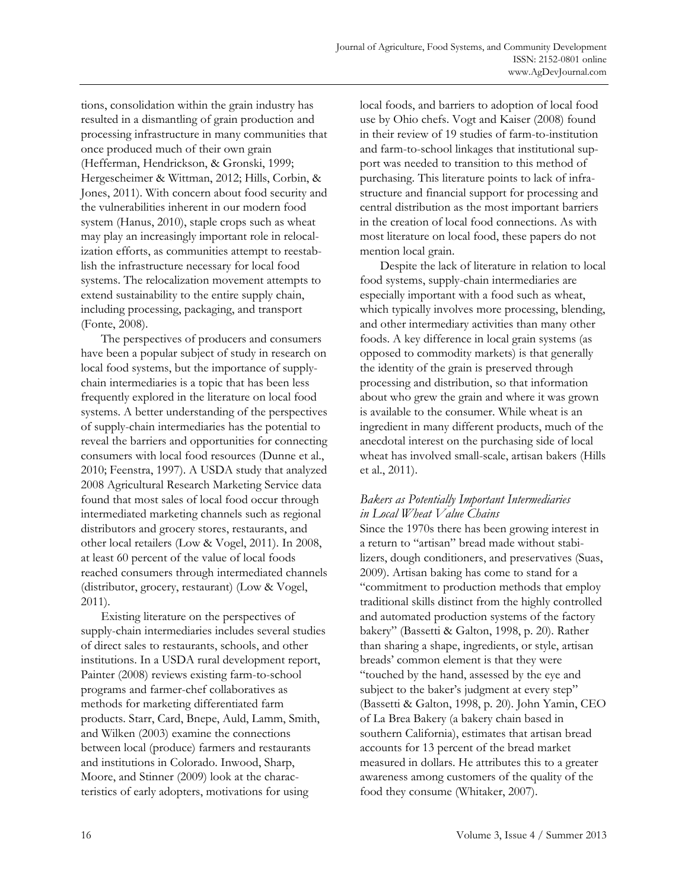tions, consolidation within the grain industry has resulted in a dismantling of grain production and processing infrastructure in many communities that once produced much of their own grain (Hefferman, Hendrickson, & Gronski, 1999; Hergescheimer & Wittman, 2012; Hills, Corbin, & Jones, 2011). With concern about food security and the vulnerabilities inherent in our modern food system (Hanus, 2010), staple crops such as wheat may play an increasingly important role in relocalization efforts, as communities attempt to reestablish the infrastructure necessary for local food systems. The relocalization movement attempts to extend sustainability to the entire supply chain, including processing, packaging, and transport (Fonte, 2008).

The perspectives of producers and consumers have been a popular subject of study in research on local food systems, but the importance of supply-chain intermediaries is a topic that has been less frequently explored in the literature on local food systems. A better understanding of the perspectives of supply-chain intermediaries has the potential to reveal the barriers and opportunities for connecting consumers with local food resources (Dunne et al., 2010; Feenstra, 1997). A USDA study that analyzed 2008 Agricultural Research Marketing Service data found that most sales of local food occur through intermediated marketing channels such as regional distributors and grocery stores, restaurants, and other local retailers (Low & Vogel, 2011). In 2008, at least 60 percent of the value of local foods reached consumers through intermediated channels (distributor, grocery, restaurant) (Low & Vogel, 2011).

Existing literature on the perspectives of supply-chain intermediaries includes several studies of direct sales to restaurants, schools, and other institutions. In a USDA rural development report, Painter (2008) reviews existing farm-to-school programs and farmer-chef collaboratives as methods for marketing differentiated farm products. Starr, Card, Bnepe, Auld, Lamm, Smith, and Wilken (2003) examine the connections between local (produce) farmers and restaurants and institutions in Colorado. Inwood, Sharp, Moore, and Stinner (2009) look at the characteristics of early adopters, motivations for using local foods, and barriers to adoption of local food use by Ohio chefs. Vogt and Kaiser (2008) found in their review of 19 studies of farm-to-institution and farm-to-school linkages that institutional support was needed to transition to this method of purchasing. This literature points to lack of infrastructure and financial support for processing and central distribution as the most important barriers in the creation of local food connections. As with most literature on local food, these papers do not mention local grain.

Despite the lack of literature in relation to local food systems, supply-chain intermediaries are especially important with a food such as wheat, which typically involves more processing, blending, and other intermediary activities than many other foods. A key difference in local grain systems (as opposed to commodity markets) is that generally the identity of the grain is preserved through processing and distribution, so that information about who grew the grain and where it was grown is available to the consumer. While wheat is an ingredient in many different products, much of the anecdotal interest on the purchasing side of local wheat has involved small-scale, artisan bakers (Hills et al., 2011).

### *Bakers as Potentially Important Intermediaries in Local Wheat Value Chains*

Since the 1970s there has been growing interest in a return to "artisan" bread made without stabilizers, dough conditioners, and preservatives (Suas, 2009). Artisan baking has come to stand for a "commitment to production methods that employ traditional skills distinct from the highly controlled and automated production systems of the factory bakery" (Bassetti & Galton, 1998, p. 20). Rather than sharing a shape, ingredients, or style, artisan breads' common element is that they were "touched by the hand, assessed by the eye and subject to the baker's judgment at every step" (Bassetti & Galton, 1998, p. 20). John Yamin, CEO of La Brea Bakery (a bakery chain based in southern California), estimates that artisan bread accounts for 13 percent of the bread market measured in dollars. He attributes this to a greater awareness among customers of the quality of the food they consume (Whitaker, 2007).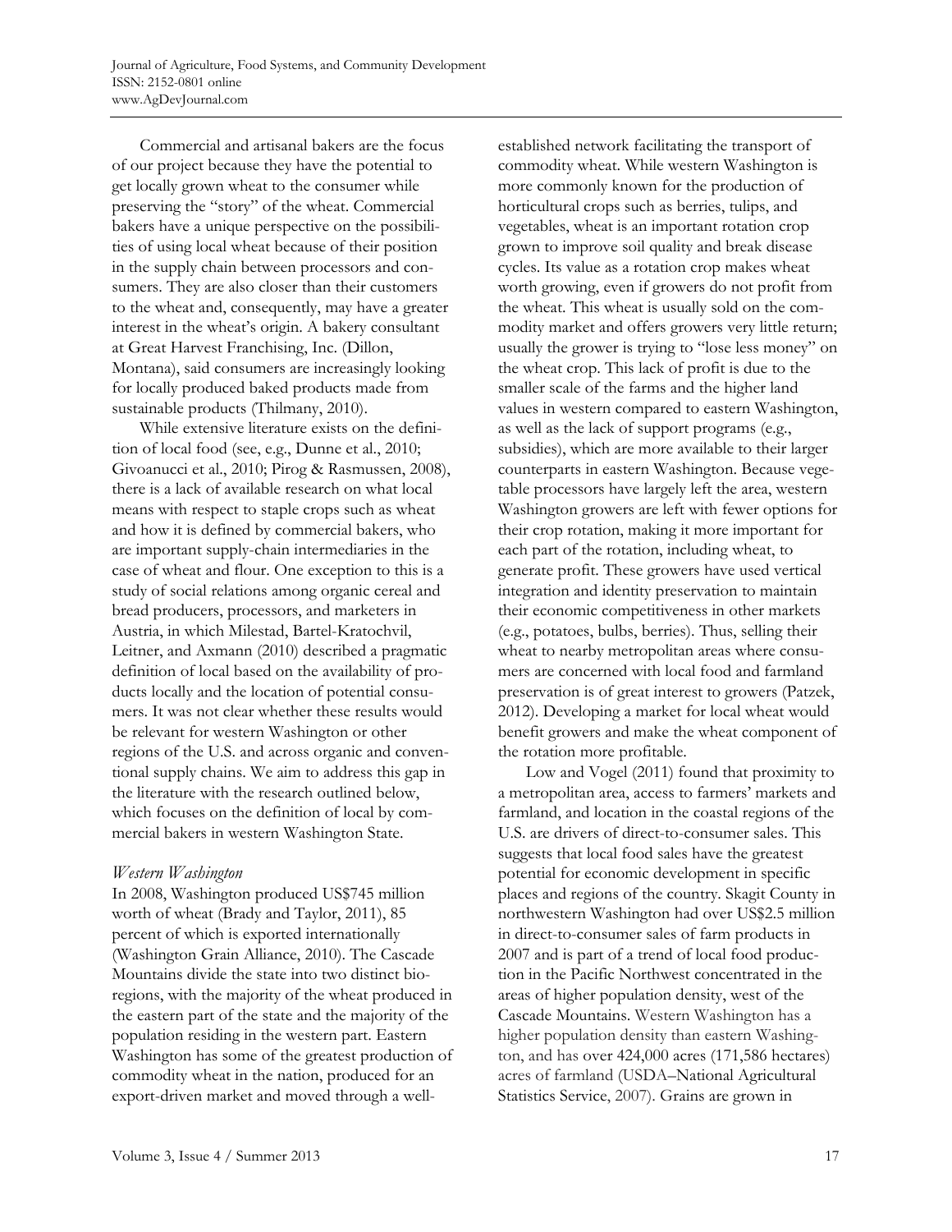Commercial and artisanal bakers are the focus of our project because they have the potential to get locally grown wheat to the consumer while preserving the "story" of the wheat. Commercial bakers have a unique perspective on the possibilities of using local wheat because of their position in the supply chain between processors and consumers. They are also closer than their customers to the wheat and, consequently, may have a greater interest in the wheat's origin. A bakery consultant at Great Harvest Franchising, Inc. (Dillon, Montana), said consumers are increasingly looking for locally produced baked products made from sustainable products (Thilmany, 2010).

While extensive literature exists on the definition of local food (see, e.g., Dunne et al., 2010; Givoanucci et al., 2010; Pirog & Rasmussen, 2008), there is a lack of available research on what local means with respect to staple crops such as wheat and how it is defined by commercial bakers, who are important supply-chain intermediaries in the case of wheat and flour. One exception to this is a study of social relations among organic cereal and bread producers, processors, and marketers in Austria, in which Milestad, Bartel-Kratochvil, Leitner, and Axmann (2010) described a pragmatic definition of local based on the availability of products locally and the location of potential consumers. It was not clear whether these results would be relevant for western Washington or other regions of the U.S. and across organic and conventional supply chains. We aim to address this gap in the literature with the research outlined below, which focuses on the definition of local by commercial bakers in western Washington State.

### *Western Washington*

In 2008, Washington produced US$745 million worth of wheat (Brady and Taylor, 2011), 85 percent of which is exported internationally (Washington Grain Alliance, 2010). The Cascade Mountains divide the state into two distinct bioregions, with the majority of the wheat produced in the eastern part of the state and the majority of the population residing in the western part. Eastern Washington has some of the greatest production of commodity wheat in the nation, produced for an export-driven market and moved through a well-established network facilitating the transport of commodity wheat. While western Washington is more commonly known for the production of horticultural crops such as berries, tulips, and vegetables, wheat is an important rotation crop grown to improve soil quality and break disease cycles. Its value as a rotation crop makes wheat worth growing, even if growers do not profit from the wheat. This wheat is usually sold on the commodity market and offers growers very little return; usually the grower is trying to "lose less money" on the wheat crop. This lack of profit is due to the smaller scale of the farms and the higher land values in western compared to eastern Washington, as well as the lack of support programs (e.g., subsidies), which are more available to their larger counterparts in eastern Washington. Because vegetable processors have largely left the area, western Washington growers are left with fewer options for their crop rotation, making it more important for each part of the rotation, including wheat, to generate profit. These growers have used vertical integration and identity preservation to maintain their economic competitiveness in other markets (e.g., potatoes, bulbs, berries). Thus, selling their wheat to nearby metropolitan areas where consumers are concerned with local food and farmland preservation is of great interest to growers (Patzek, 2012). Developing a market for local wheat would benefit growers and make the wheat component of the rotation more profitable.

Low and Vogel (2011) found that proximity to a metropolitan area, access to farmers' markets and farmland, and location in the coastal regions of the U.S. are drivers of direct-to-consumer sales. This suggests that local food sales have the greatest potential for economic development in specific places and regions of the country. Skagit County in northwestern Washington had over US$2.5 million in direct-to-consumer sales of farm products in 2007 and is part of a trend of local food production in the Pacific Northwest concentrated in the areas of higher population density, west of the Cascade Mountains. Western Washington has a higher population density than eastern Washington, and has over 424,000 acres (171,586 hectares) acres of farmland (USDA–National Agricultural Statistics Service, 2007). Grains are grown in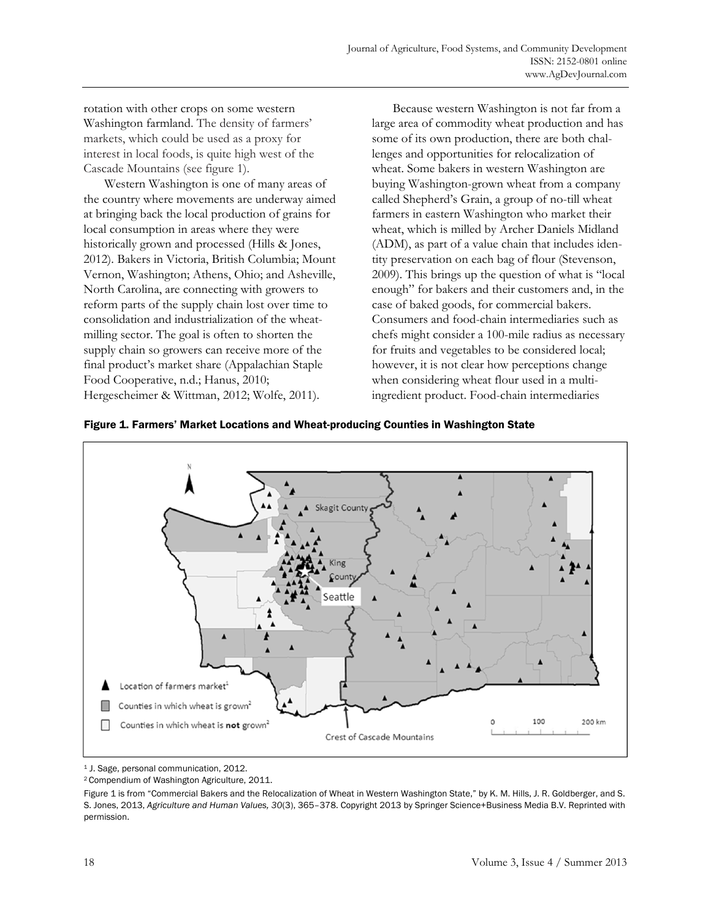rotation with other crops on some western Washington farmland. The density of farmers' markets, which could be used as a proxy for interest in local foods, is quite high west of the Cascade Mountains (see figure 1).

Western Washington is one of many areas of the country where movements are underway aimed at bringing back the local production of grains for local consumption in areas where they were historically grown and processed (Hills & Jones, 2012). Bakers in Victoria, British Columbia; Mount Vernon, Washington; Athens, Ohio; and Asheville, North Carolina, are connecting with growers to reform parts of the supply chain lost over time to consolidation and industrialization of the wheat-milling sector. The goal is often to shorten the supply chain so growers can receive more of the final product's market share (Appalachian Staple Food Cooperative, n.d.; Hanus, 2010; Hergescheimer & Wittman, 2012; Wolfe, 2011).

Because western Washington is not far from a large area of commodity wheat production and has some of its own production, there are both challenges and opportunities for relocalization of wheat. Some bakers in western Washington are buying Washington-grown wheat from a company called Shepherd's Grain, a group of no-till wheat farmers in eastern Washington who market their wheat, which is milled by Archer Daniels Midland (ADM), as part of a value chain that includes identity preservation on each bag of flour (Stevenson, 2009). This brings up the question of what is "local enough" for bakers and their customers and, in the case of baked goods, for commercial bakers. Consumers and food-chain intermediaries such as chefs might consider a 100-mile radius as necessary for fruits and vegetables to be considered local; however, it is not clear how perceptions change when considering wheat flour used in a multi-ingredient product. Food-chain intermediaries

**Figure 1. Farmers' Market Locations and Wheat-producing Counties in Washington State**

[1] J. Sage, personal communication, 2012.

[2] Compendium of Washington Agriculture, 2011.

Figure 1 is from "Commercial Bakers and the Relocalization of Wheat in Western Washington State," by K. M. Hills, J. R. Goldberger, and S. S. Jones, 2013, *Agriculture and Human Values, 30*(3), 365–378. Copyright 2013 by Springer Science+Business Media B.V. Reprinted with permission.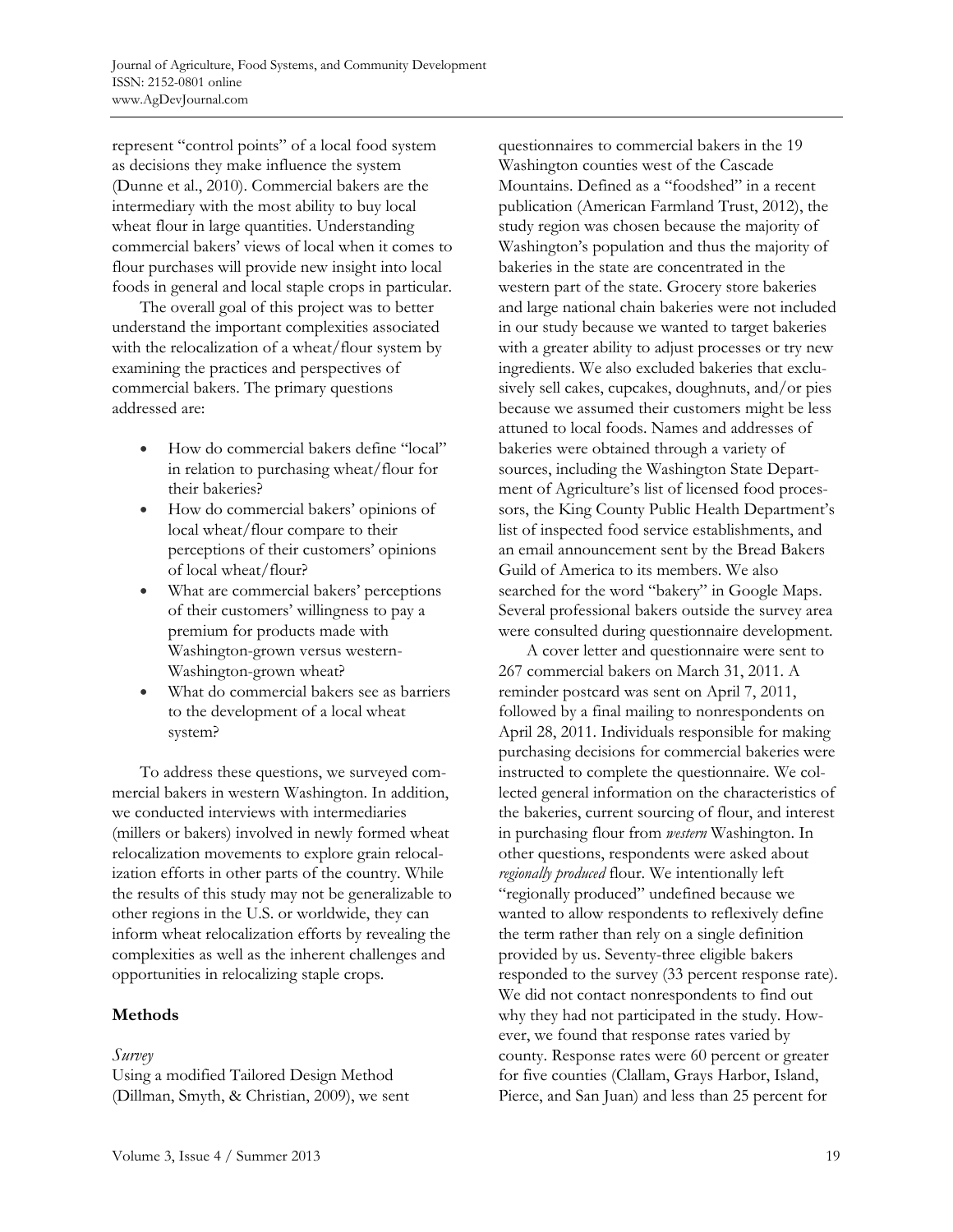represent "control points" of a local food system as decisions they make influence the system (Dunne et al., 2010). Commercial bakers are the intermediary with the most ability to buy local wheat flour in large quantities. Understanding commercial bakers' views of local when it comes to flour purchases will provide new insight into local foods in general and local staple crops in particular.

The overall goal of this project was to better understand the important complexities associated with the relocalization of a wheat/flour system by examining the practices and perspectives of commercial bakers. The primary questions addressed are:

- How do commercial bakers define "local" in relation to purchasing wheat/flour for their bakeries?
- How do commercial bakers' opinions of local wheat/flour compare to their perceptions of their customers' opinions of local wheat/flour?
- What are commercial bakers' perceptions of their customers' willingness to pay a premium for products made with Washington-grown versus western-Washington-grown wheat?
- What do commercial bakers see as barriers to the development of a local wheat system?

To address these questions, we surveyed commercial bakers in western Washington. In addition, we conducted interviews with intermediaries (millers or bakers) involved in newly formed wheat relocalization movements to explore grain relocalization efforts in other parts of the country. While the results of this study may not be generalizable to other regions in the U.S. or worldwide, they can inform wheat relocalization efforts by revealing the complexities as well as the inherent challenges and opportunities in relocalizing staple crops.

## Methods

### *Survey*

Using a modified Tailored Design Method (Dillman, Smyth, & Christian, 2009), we sent questionnaires to commercial bakers in the 19 Washington counties west of the Cascade Mountains. Defined as a "foodshed" in a recent publication (American Farmland Trust, 2012), the study region was chosen because the majority of Washington's population and thus the majority of bakeries in the state are concentrated in the western part of the state. Grocery store bakeries and large national chain bakeries were not included in our study because we wanted to target bakeries with a greater ability to adjust processes or try new ingredients. We also excluded bakeries that exclusively sell cakes, cupcakes, doughnuts, and/or pies because we assumed their customers might be less attuned to local foods. Names and addresses of bakeries were obtained through a variety of sources, including the Washington State Department of Agriculture's list of licensed food processors, the King County Public Health Department's list of inspected food service establishments, and an email announcement sent by the Bread Bakers Guild of America to its members. We also searched for the word "bakery" in Google Maps. Several professional bakers outside the survey area were consulted during questionnaire development.

A cover letter and questionnaire were sent to 267 commercial bakers on March 31, 2011. A reminder postcard was sent on April 7, 2011, followed by a final mailing to nonrespondents on April 28, 2011. Individuals responsible for making purchasing decisions for commercial bakeries were instructed to complete the questionnaire. We collected general information on the characteristics of the bakeries, current sourcing of flour, and interest in purchasing flour from *western* Washington. In other questions, respondents were asked about *regionally produced* flour. We intentionally left "regionally produced" undefined because we wanted to allow respondents to reflexively define the term rather than rely on a single definition provided by us. Seventy-three eligible bakers responded to the survey (33 percent response rate). We did not contact nonrespondents to find out why they had not participated in the study. However, we found that response rates varied by county. Response rates were 60 percent or greater for five counties (Clallam, Grays Harbor, Island, Pierce, and San Juan) and less than 25 percent for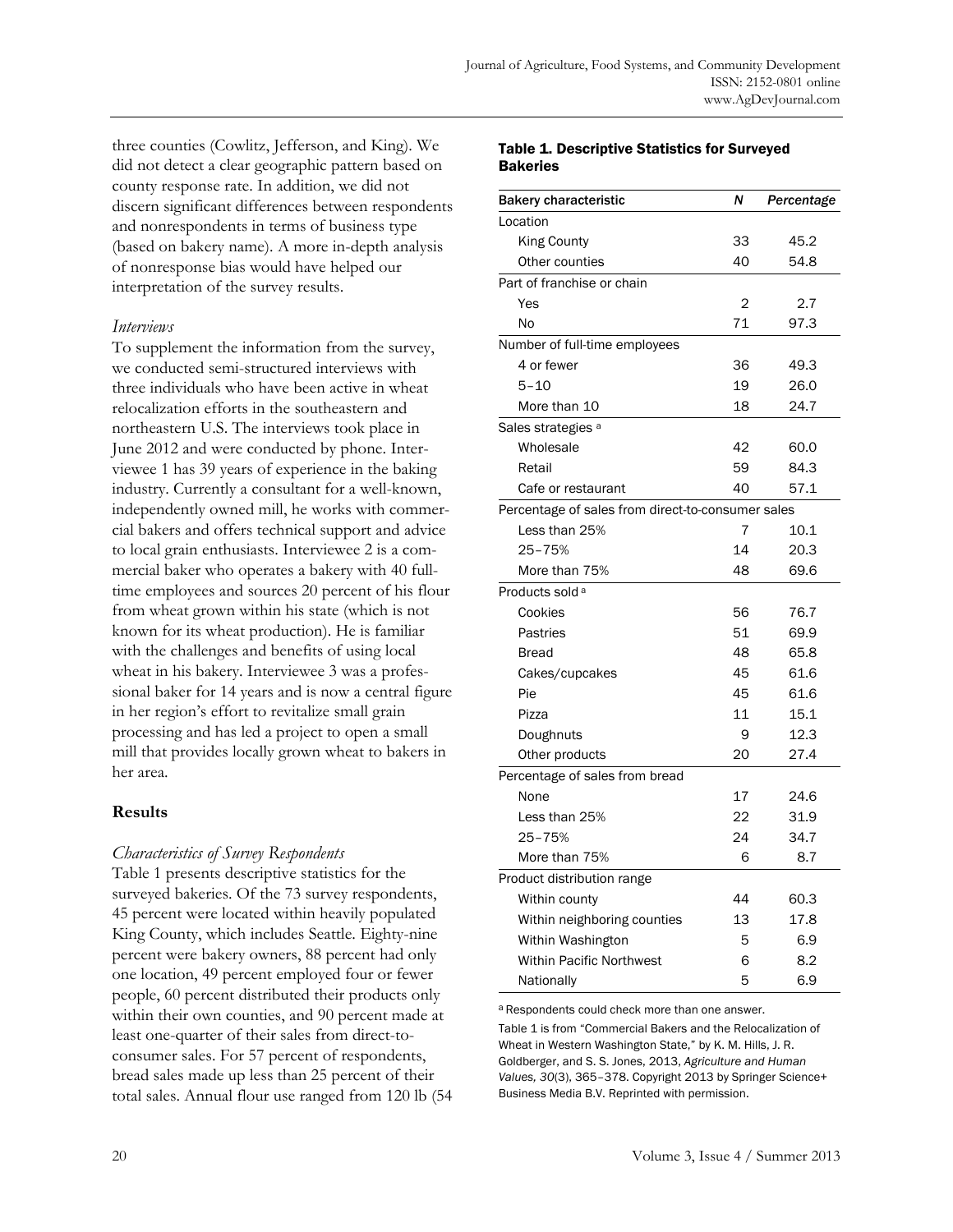three counties (Cowlitz, Jefferson, and King). We did not detect a clear geographic pattern based on county response rate. In addition, we did not discern significant differences between respondents and nonrespondents in terms of business type (based on bakery name). A more in-depth analysis of nonresponse bias would have helped our interpretation of the survey results.

### *Interviews*

To supplement the information from the survey, we conducted semi-structured interviews with three individuals who have been active in wheat relocalization efforts in the southeastern and northeastern U.S. The interviews took place in June 2012 and were conducted by phone. Interviewee 1 has 39 years of experience in the baking industry. Currently a consultant for a well-known, independently owned mill, he works with commercial bakers and offers technical support and advice to local grain enthusiasts. Interviewee 2 is a commercial baker who operates a bakery with 40 full-time employees and sources 20 percent of his flour from wheat grown within his state (which is not known for its wheat production). He is familiar with the challenges and benefits of using local wheat in his bakery. Interviewee 3 was a professional baker for 14 years and is now a central figure in her region's effort to revitalize small grain processing and has led a project to open a small mill that provides locally grown wheat to bakers in her area.

## Results

### *Characteristics of Survey Respondents*

Table 1 presents descriptive statistics for the surveyed bakeries. Of the 73 survey respondents, 45 percent were located within heavily populated King County, which includes Seattle. Eighty-nine percent were bakery owners, 88 percent had only one location, 49 percent employed four or fewer people, 60 percent distributed their products only within their own counties, and 90 percent made at least one-quarter of their sales from direct-to-consumer sales. For 57 percent of respondents, bread sales made up less than 25 percent of their total sales. Annual flour use ranged from 120 lb (54

**Table 1. Descriptive Statistics for Surveyed Bakeries**

| Bakery characteristic | *N* | *Percentage* |
|---|---|---|
| Location | | |
| King County | 33 | 45.2 |
| Other counties | 40 | 54.8 |
| Part of franchise or chain | | |
| Yes | 2 | 2.7 |
| No | 71 | 97.3 |
| Number of full-time employees | | |
| 4 or fewer | 36 | 49.3 |
| 5–10 | 19 | 26.0 |
| More than 10 | 18 | 24.7 |
| Sales strategies [a] | | |
| Wholesale | 42 | 60.0 |
| Retail | 59 | 84.3 |
| Cafe or restaurant | 40 | 57.1 |
| Percentage of sales from direct-to-consumer sales | | |
| Less than 25% | 7 | 10.1 |
| 25–75% | 14 | 20.3 |
| More than 75% | 48 | 69.6 |
| Products sold [a] | | |
| Cookies | 56 | 76.7 |
| Pastries | 51 | 69.9 |
| Bread | 48 | 65.8 |
| Cakes/cupcakes | 45 | 61.6 |
| Pie | 45 | 61.6 |
| Pizza | 11 | 15.1 |
| Doughnuts | 9 | 12.3 |
| Other products | 20 | 27.4 |
| Percentage of sales from bread | | |
| None | 17 | 24.6 |
| Less than 25% | 22 | 31.9 |
| 25–75% | 24 | 34.7 |
| More than 75% | 6 | 8.7 |
| Product distribution range | | |
| Within county | 44 | 60.3 |
| Within neighboring counties | 13 | 17.8 |
| Within Washington | 5 | 6.9 |
| Within Pacific Northwest | 6 | 8.2 |
| Nationally | 5 | 6.9 |

[a] Respondents could check more than one answer.

Table 1 is from "Commercial Bakers and the Relocalization of Wheat in Western Washington State," by K. M. Hills, J. R. Goldberger, and S. S. Jones, 2013, *Agriculture and Human Values, 30*(3), 365–378. Copyright 2013 by Springer Science+Business Media B.V. Reprinted with permission.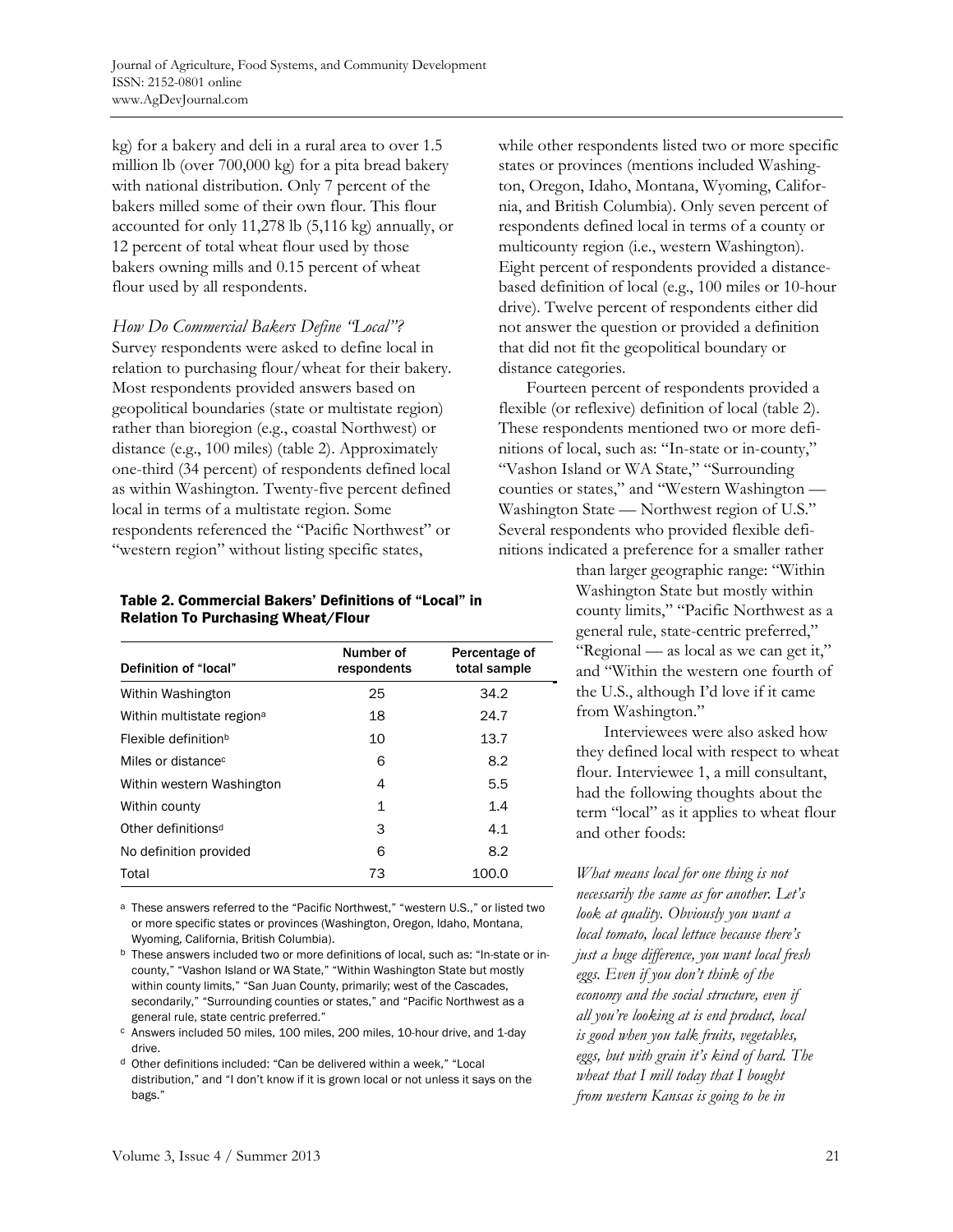kg) for a bakery and deli in a rural area to over 1.5 million lb (over 700,000 kg) for a pita bread bakery with national distribution. Only 7 percent of the bakers milled some of their own flour. This flour accounted for only 11,278 lb (5,116 kg) annually, or 12 percent of total wheat flour used by those bakers owning mills and 0.15 percent of wheat flour used by all respondents.

*How Do Commercial Bakers Define "Local"?*

Survey respondents were asked to define local in relation to purchasing flour/wheat for their bakery. Most respondents provided answers based on geopolitical boundaries (state or multistate region) rather than bioregion (e.g., coastal Northwest) or distance (e.g., 100 miles) (table 2). Approximately one-third (34 percent) of respondents defined local as within Washington. Twenty-five percent defined local in terms of a multistate region. Some respondents referenced the "Pacific Northwest" or "western region" without listing specific states, while other respondents listed two or more specific states or provinces (mentions included Washington, Oregon, Idaho, Montana, Wyoming, California, and British Columbia). Only seven percent of respondents defined local in terms of a county or multicounty region (i.e., western Washington). Eight percent of respondents provided a distance-based definition of local (e.g., 100 miles or 10-hour drive). Twelve percent of respondents either did not answer the question or provided a definition that did not fit the geopolitical boundary or distance categories.

Fourteen percent of respondents provided a flexible (or reflexive) definition of local (table 2). These respondents mentioned two or more definitions of local, such as: "In-state or in-county," "Vashon Island or WA State," "Surrounding counties or states," and "Western Washington — Washington State — Northwest region of U.S." Several respondents who provided flexible definitions indicated a preference for a smaller rather than larger geographic range: "Within Washington State but mostly within county limits," "Pacific Northwest as a general rule, state-centric preferred," "Regional — as local as we can get it," and "Within the western one fourth of the U.S., although I'd love if it came from Washington."

**Table 2. Commercial Bakers' Definitions of "Local" in Relation To Purchasing Wheat/Flour**

| Definition of "local" | Number of respondents | Percentage of total sample |
|---|---|---|
| Within Washington | 25 | 34.2 |
| Within multistate region[a] | 18 | 24.7 |
| Flexible definition[b] | 10 | 13.7 |
| Miles or distance[c] | 6 | 8.2 |
| Within western Washington | 4 | 5.5 |
| Within county | 1 | 1.4 |
| Other definitions[d] | 3 | 4.1 |
| No definition provided | 6 | 8.2 |
| Total | 73 | 100.0 |

[a] These answers referred to the "Pacific Northwest," "western U.S.," or listed two or more specific states or provinces (Washington, Oregon, Idaho, Montana, Wyoming, California, British Columbia).

[b] These answers included two or more definitions of local, such as: "In-state or in-county," "Vashon Island or WA State," "Within Washington State but mostly within county limits," "San Juan County, primarily; west of the Cascades, secondarily," "Surrounding counties or states," and "Pacific Northwest as a general rule, state centric preferred."

[c] Answers included 50 miles, 100 miles, 200 miles, 10-hour drive, and 1-day drive.

[d] Other definitions included: "Can be delivered within a week," "Local distribution," and "I don't know if it is grown local or not unless it says on the bags."

Interviewees were also asked how they defined local with respect to wheat flour. Interviewee 1, a mill consultant, had the following thoughts about the term "local" as it applies to wheat flour and other foods:

*What means local for one thing is not necessarily the same as for another. Let's look at quality. Obviously you want a local tomato, local lettuce because there's just a huge difference, you want local fresh eggs. Even if you don't think of the economy and the social structure, even if all you're looking at is end product, local is good when you talk fruits, vegetables, eggs, but with grain it's kind of hard. The wheat that I mill today that I bought from western Kansas is going to be in*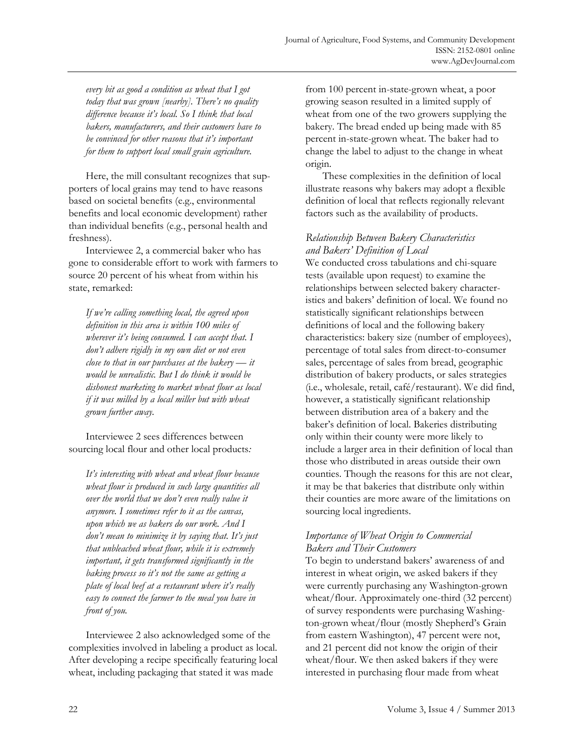*every bit as good a condition as wheat that I got today that was grown [nearby]. There's no quality difference because it's local. So I think that local bakers, manufacturers, and their customers have to be convinced for other reasons that it's important for them to support local small grain agriculture.*

Here, the mill consultant recognizes that supporters of local grains may tend to have reasons based on societal benefits (e.g., environmental benefits and local economic development) rather than individual benefits (e.g., personal health and freshness).

Interviewee 2, a commercial baker who has gone to considerable effort to work with farmers to source 20 percent of his wheat from within his state, remarked:

*If we're calling something local, the agreed upon definition in this area is within 100 miles of wherever it's being consumed. I can accept that. I don't adhere rigidly in my own diet or not even close to that in our purchases at the bakery — it would be unrealistic. But I do think it would be dishonest marketing to market wheat flour as local if it was milled by a local miller but with wheat grown further away.*

Interviewee 2 sees differences between sourcing local flour and other local products*:*

*It's interesting with wheat and wheat flour because wheat flour is produced in such large quantities all over the world that we don't even really value it anymore. I sometimes refer to it as the canvas, upon which we as bakers do our work. And I don't mean to minimize it by saying that. It's just that unbleached wheat flour, while it is extremely important, it gets transformed significantly in the baking process so it's not the same as getting a plate of local beef at a restaurant where it's really easy to connect the farmer to the meal you have in front of you.*

Interviewee 2 also acknowledged some of the complexities involved in labeling a product as local. After developing a recipe specifically featuring local wheat, including packaging that stated it was made from 100 percent in-state-grown wheat, a poor growing season resulted in a limited supply of wheat from one of the two growers supplying the bakery. The bread ended up being made with 85 percent in-state-grown wheat. The baker had to change the label to adjust to the change in wheat origin.

These complexities in the definition of local illustrate reasons why bakers may adopt a flexible definition of local that reflects regionally relevant factors such as the availability of products.

### *Relationship Between Bakery Characteristics and Bakers' Definition of Local*

We conducted cross tabulations and chi-square tests (available upon request) to examine the relationships between selected bakery characteristics and bakers' definition of local. We found no statistically significant relationships between definitions of local and the following bakery characteristics: bakery size (number of employees), percentage of total sales from direct-to-consumer sales, percentage of sales from bread, geographic distribution of bakery products, or sales strategies (i.e., wholesale, retail, café/restaurant). We did find, however, a statistically significant relationship between distribution area of a bakery and the baker's definition of local. Bakeries distributing only within their county were more likely to include a larger area in their definition of local than those who distributed in areas outside their own counties. Though the reasons for this are not clear, it may be that bakeries that distribute only within their counties are more aware of the limitations on sourcing local ingredients.

### *Importance of Wheat Origin to Commercial Bakers and Their Customers*

To begin to understand bakers' awareness of and interest in wheat origin, we asked bakers if they were currently purchasing any Washington-grown wheat/flour. Approximately one-third (32 percent) of survey respondents were purchasing Washington-grown wheat/flour (mostly Shepherd's Grain from eastern Washington), 47 percent were not, and 21 percent did not know the origin of their wheat/flour. We then asked bakers if they were interested in purchasing flour made from wheat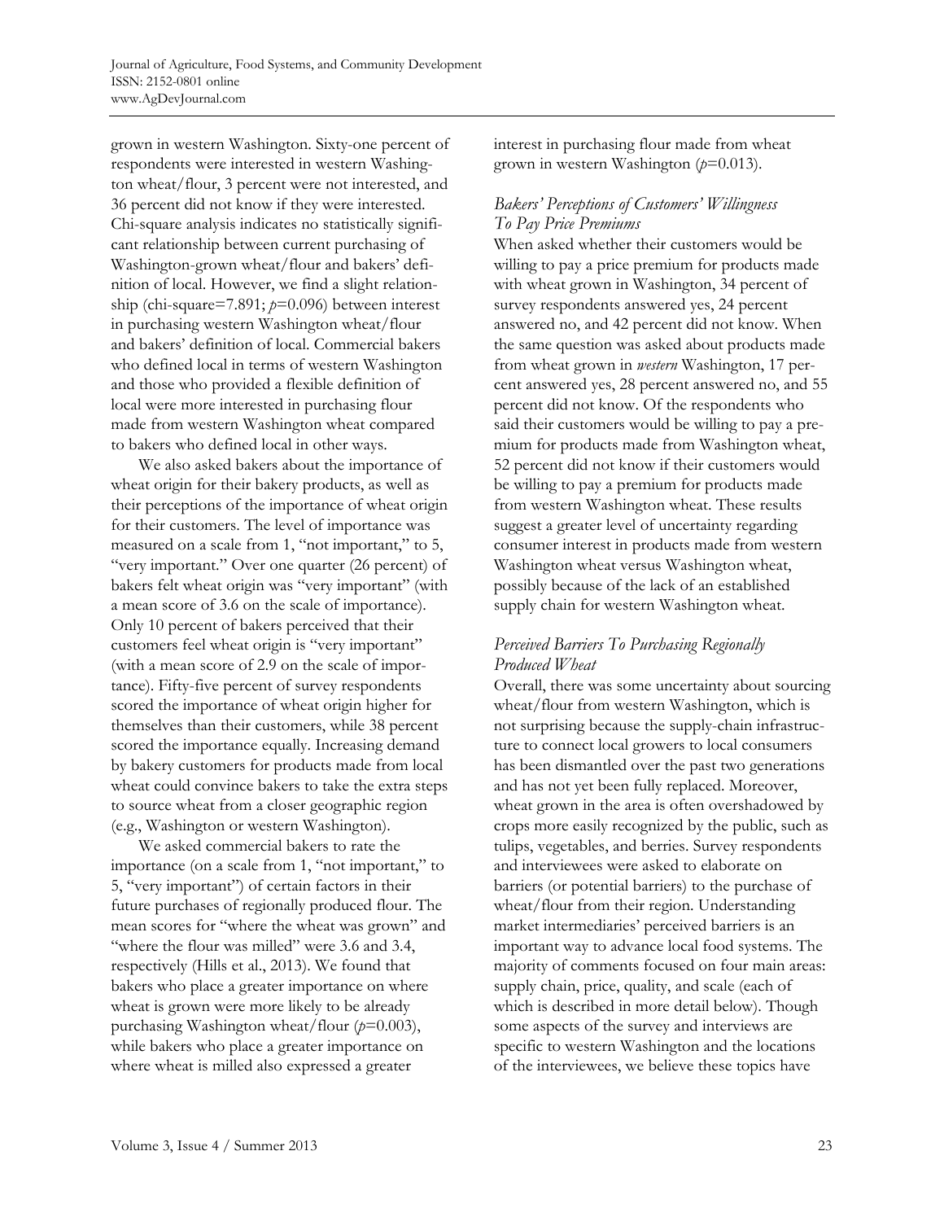grown in western Washington. Sixty-one percent of respondents were interested in western Washington wheat/flour, 3 percent were not interested, and 36 percent did not know if they were interested. Chi-square analysis indicates no statistically significant relationship between current purchasing of Washington-grown wheat/flour and bakers' definition of local. However, we find a slight relationship (chi-square=7.891; $p$=0.096) between interest in purchasing western Washington wheat/flour and bakers' definition of local. Commercial bakers who defined local in terms of western Washington and those who provided a flexible definition of local were more interested in purchasing flour made from western Washington wheat compared to bakers who defined local in other ways.

We also asked bakers about the importance of wheat origin for their bakery products, as well as their perceptions of the importance of wheat origin for their customers. The level of importance was measured on a scale from 1, "not important," to 5, "very important." Over one quarter (26 percent) of bakers felt wheat origin was "very important" (with a mean score of 3.6 on the scale of importance). Only 10 percent of bakers perceived that their customers feel wheat origin is "very important" (with a mean score of 2.9 on the scale of importance). Fifty-five percent of survey respondents scored the importance of wheat origin higher for themselves than their customers, while 38 percent scored the importance equally. Increasing demand by bakery customers for products made from local wheat could convince bakers to take the extra steps to source wheat from a closer geographic region (e.g., Washington or western Washington).

We asked commercial bakers to rate the importance (on a scale from 1, "not important," to 5, "very important") of certain factors in their future purchases of regionally produced flour. The mean scores for "where the wheat was grown" and "where the flour was milled" were 3.6 and 3.4, respectively (Hills et al., 2013). We found that bakers who place a greater importance on where wheat is grown were more likely to be already purchasing Washington wheat/flour ($p$=0.003), while bakers who place a greater importance on where wheat is milled also expressed a greater interest in purchasing flour made from wheat grown in western Washington ($p$=0.013).

### *Bakers' Perceptions of Customers' Willingness To Pay Price Premiums*

When asked whether their customers would be willing to pay a price premium for products made with wheat grown in Washington, 34 percent of survey respondents answered yes, 24 percent answered no, and 42 percent did not know. When the same question was asked about products made from wheat grown in *western* Washington, 17 percent answered yes, 28 percent answered no, and 55 percent did not know. Of the respondents who said their customers would be willing to pay a premium for products made from Washington wheat, 52 percent did not know if their customers would be willing to pay a premium for products made from western Washington wheat. These results suggest a greater level of uncertainty regarding consumer interest in products made from western Washington wheat versus Washington wheat, possibly because of the lack of an established supply chain for western Washington wheat.

### *Perceived Barriers To Purchasing Regionally Produced Wheat*

Overall, there was some uncertainty about sourcing wheat/flour from western Washington, which is not surprising because the supply-chain infrastructure to connect local growers to local consumers has been dismantled over the past two generations and has not yet been fully replaced. Moreover, wheat grown in the area is often overshadowed by crops more easily recognized by the public, such as tulips, vegetables, and berries. Survey respondents and interviewees were asked to elaborate on barriers (or potential barriers) to the purchase of wheat/flour from their region. Understanding market intermediaries' perceived barriers is an important way to advance local food systems. The majority of comments focused on four main areas: supply chain, price, quality, and scale (each of which is described in more detail below). Though some aspects of the survey and interviews are specific to western Washington and the locations of the interviewees, we believe these topics have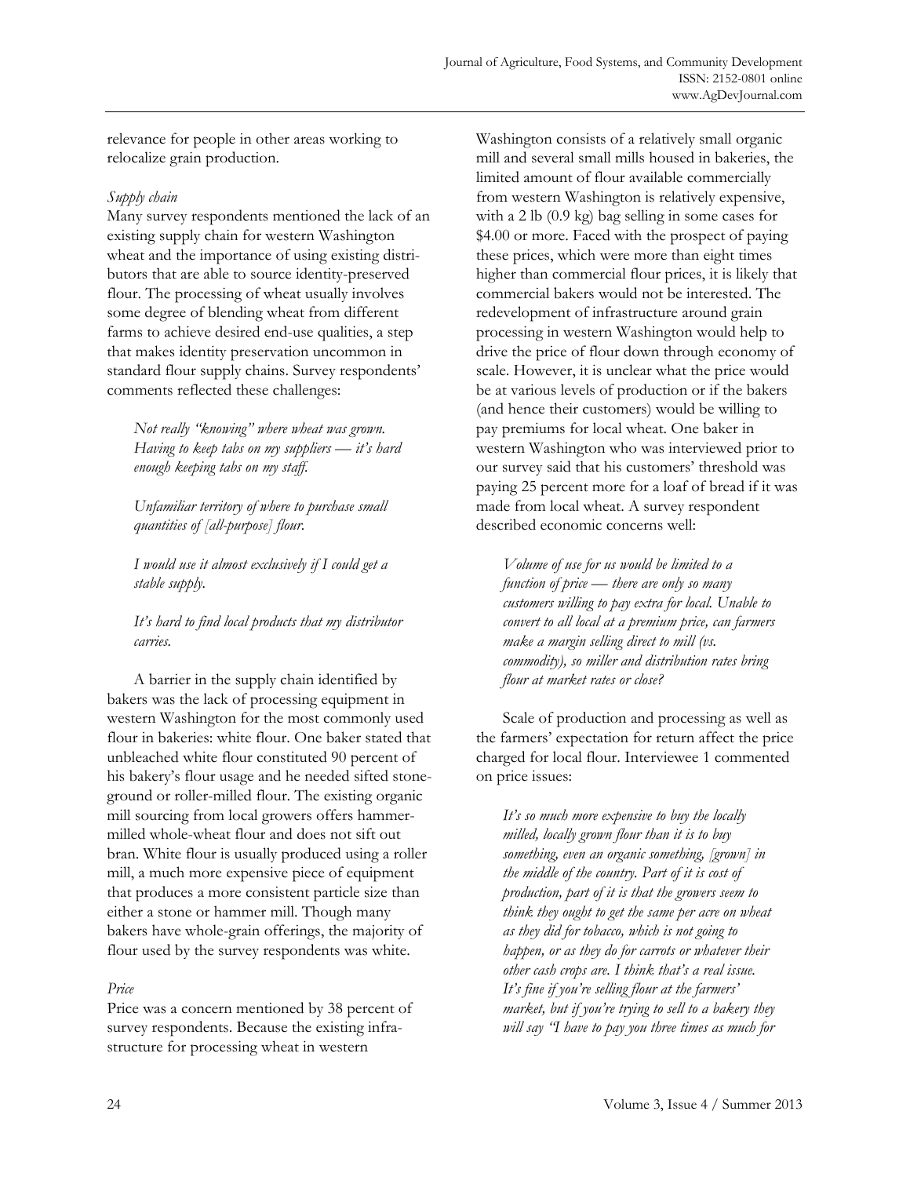relevance for people in other areas working to relocalize grain production.

*Supply chain*

Many survey respondents mentioned the lack of an existing supply chain for western Washington wheat and the importance of using existing distributors that are able to source identity-preserved flour. The processing of wheat usually involves some degree of blending wheat from different farms to achieve desired end-use qualities, a step that makes identity preservation uncommon in standard flour supply chains. Survey respondents' comments reflected these challenges:

> *Not really "knowing" where wheat was grown. Having to keep tabs on my suppliers — it's hard enough keeping tabs on my staff.*
>
> *Unfamiliar territory of where to purchase small quantities of [all-purpose] flour.*
>
> *I would use it almost exclusively if I could get a stable supply.*
>
> *It's hard to find local products that my distributor carries.*

A barrier in the supply chain identified by bakers was the lack of processing equipment in western Washington for the most commonly used flour in bakeries: white flour. One baker stated that unbleached white flour constituted 90 percent of his bakery's flour usage and he needed sifted stone-ground or roller-milled flour. The existing organic mill sourcing from local growers offers hammer-milled whole-wheat flour and does not sift out bran. White flour is usually produced using a roller mill, a much more expensive piece of equipment that produces a more consistent particle size than either a stone or hammer mill. Though many bakers have whole-grain offerings, the majority of flour used by the survey respondents was white.

*Price*

Price was a concern mentioned by 38 percent of survey respondents. Because the existing infrastructure for processing wheat in western Washington consists of a relatively small organic mill and several small mills housed in bakeries, the limited amount of flour available commercially from western Washington is relatively expensive, with a 2 lb (0.9 kg) bag selling in some cases for \$4.00 or more. Faced with the prospect of paying these prices, which were more than eight times higher than commercial flour prices, it is likely that commercial bakers would not be interested. The redevelopment of infrastructure around grain processing in western Washington would help to drive the price of flour down through economy of scale. However, it is unclear what the price would be at various levels of production or if the bakers (and hence their customers) would be willing to pay premiums for local wheat. One baker in western Washington who was interviewed prior to our survey said that his customers' threshold was paying 25 percent more for a loaf of bread if it was made from local wheat. A survey respondent described economic concerns well:

> *Volume of use for us would be limited to a function of price — there are only so many customers willing to pay extra for local. Unable to convert to all local at a premium price, can farmers make a margin selling direct to mill (vs. commodity), so miller and distribution rates bring flour at market rates or close?*

Scale of production and processing as well as the farmers' expectation for return affect the price charged for local flour. Interviewee 1 commented on price issues:

> *It's so much more expensive to buy the locally milled, locally grown flour than it is to buy something, even an organic something, [grown] in the middle of the country. Part of it is cost of production, part of it is that the growers seem to think they ought to get the same per acre on wheat as they did for tobacco, which is not going to happen, or as they do for carrots or whatever their other cash crops are. I think that's a real issue. It's fine if you're selling flour at the farmers' market, but if you're trying to sell to a bakery they will say "I have to pay you three times as much for*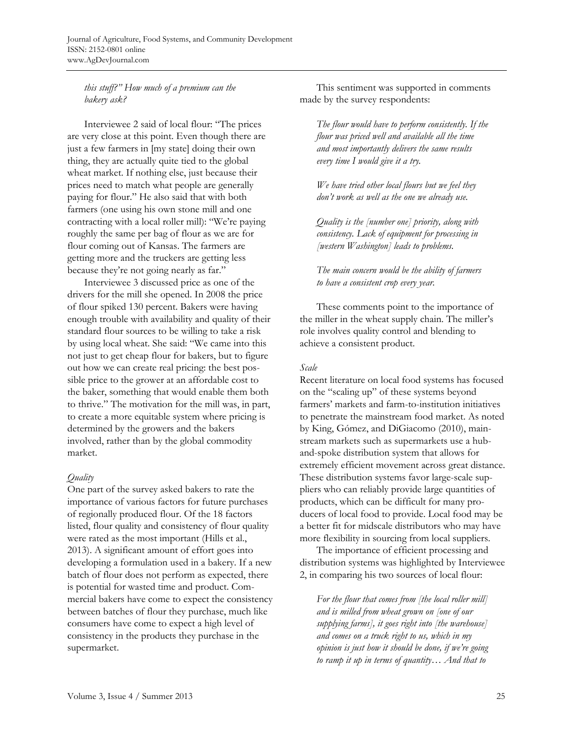*this stuff?" How much of a premium can the bakery ask?*

Interviewee 2 said of local flour: "The prices are very close at this point. Even though there are just a few farmers in [my state] doing their own thing, they are actually quite tied to the global wheat market. If nothing else, just because their prices need to match what people are generally paying for flour." He also said that with both farmers (one using his own stone mill and one contracting with a local roller mill): "We're paying roughly the same per bag of flour as we are for flour coming out of Kansas. The farmers are getting more and the truckers are getting less because they're not going nearly as far."

Interviewee 3 discussed price as one of the drivers for the mill she opened. In 2008 the price of flour spiked 130 percent. Bakers were having enough trouble with availability and quality of their standard flour sources to be willing to take a risk by using local wheat. She said: "We came into this not just to get cheap flour for bakers, but to figure out how we can create real pricing: the best possible price to the grower at an affordable cost to the baker, something that would enable them both to thrive." The motivation for the mill was, in part, to create a more equitable system where pricing is determined by the growers and the bakers involved, rather than by the global commodity market.

*Quality*

One part of the survey asked bakers to rate the importance of various factors for future purchases of regionally produced flour. Of the 18 factors listed, flour quality and consistency of flour quality were rated as the most important (Hills et al., 2013). A significant amount of effort goes into developing a formulation used in a bakery. If a new batch of flour does not perform as expected, there is potential for wasted time and product. Commercial bakers have come to expect the consistency between batches of flour they purchase, much like consumers have come to expect a high level of consistency in the products they purchase in the supermarket.

This sentiment was supported in comments made by the survey respondents:

> *The flour would have to perform consistently. If the flour was priced well and available all the time and most importantly delivers the same results every time I would give it a try.*
>
> *We have tried other local flours but we feel they don't work as well as the one we already use.*
>
> *Quality is the [number one] priority, along with consistency. Lack of equipment for processing in [western Washington] leads to problems.*
>
> *The main concern would be the ability of farmers to have a consistent crop every year.*

These comments point to the importance of the miller in the wheat supply chain. The miller's role involves quality control and blending to achieve a consistent product.

*Scale*

Recent literature on local food systems has focused on the "scaling up" of these systems beyond farmers' markets and farm-to-institution initiatives to penetrate the mainstream food market. As noted by King, Gómez, and DiGiacomo (2010), mainstream markets such as supermarkets use a hub-and-spoke distribution system that allows for extremely efficient movement across great distance. These distribution systems favor large-scale suppliers who can reliably provide large quantities of products, which can be difficult for many producers of local food to provide. Local food may be a better fit for midscale distributors who may have more flexibility in sourcing from local suppliers.

The importance of efficient processing and distribution systems was highlighted by Interviewee 2, in comparing his two sources of local flour:

> *For the flour that comes from [the local roller mill] and is milled from wheat grown on [one of our supplying farms], it goes right into [the warehouse] and comes on a truck right to us, which in my opinion is just how it should be done, if we're going to ramp it up in terms of quantity… And that to*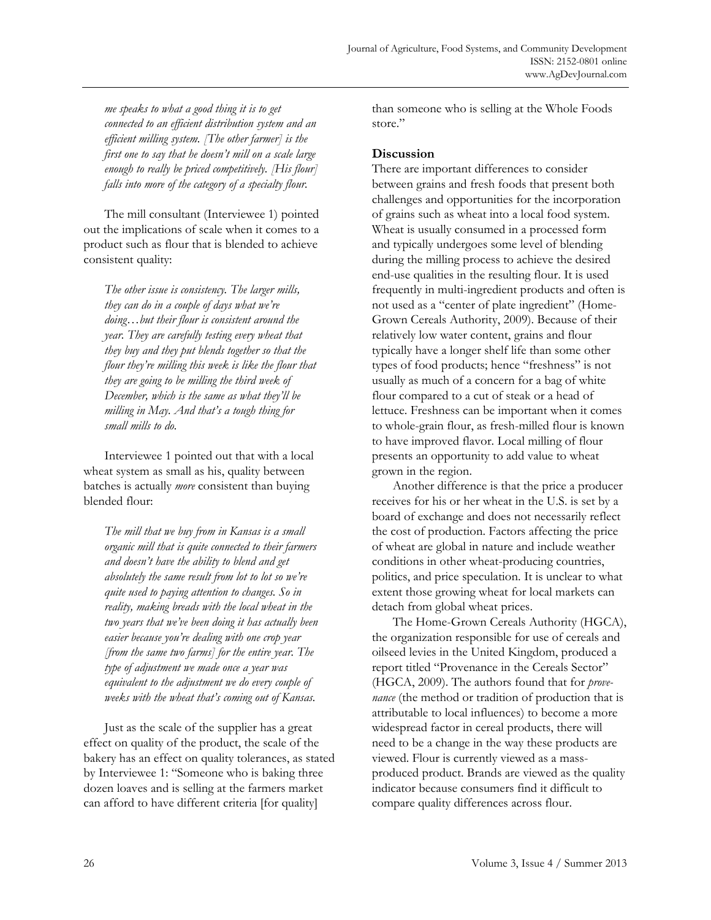*me speaks to what a good thing it is to get connected to an efficient distribution system and an efficient milling system. [The other farmer] is the first one to say that he doesn't mill on a scale large enough to really be priced competitively. [His flour] falls into more of the category of a specialty flour.*

The mill consultant (Interviewee 1) pointed out the implications of scale when it comes to a product such as flour that is blended to achieve consistent quality:

*The other issue is consistency. The larger mills, they can do in a couple of days what we're doing…but their flour is consistent around the year. They are carefully testing every wheat that they buy and they put blends together so that the flour they're milling this week is like the flour that they are going to be milling the third week of December, which is the same as what they'll be milling in May. And that's a tough thing for small mills to do.*

Interviewee 1 pointed out that with a local wheat system as small as his, quality between batches is actually *more* consistent than buying blended flour:

*The mill that we buy from in Kansas is a small organic mill that is quite connected to their farmers and doesn't have the ability to blend and get absolutely the same result from lot to lot so we're quite used to paying attention to changes. So in reality, making breads with the local wheat in the two years that we've been doing it has actually been easier because you're dealing with one crop year [from the same two farms] for the entire year. The type of adjustment we made once a year was equivalent to the adjustment we do every couple of weeks with the wheat that's coming out of Kansas.*

Just as the scale of the supplier has a great effect on quality of the product, the scale of the bakery has an effect on quality tolerances, as stated by Interviewee 1: "Someone who is baking three dozen loaves and is selling at the farmers market can afford to have different criteria [for quality] than someone who is selling at the Whole Foods store."

## Discussion

There are important differences to consider between grains and fresh foods that present both challenges and opportunities for the incorporation of grains such as wheat into a local food system. Wheat is usually consumed in a processed form and typically undergoes some level of blending during the milling process to achieve the desired end-use qualities in the resulting flour. It is used frequently in multi-ingredient products and often is not used as a "center of plate ingredient" (Home-Grown Cereals Authority, 2009). Because of their relatively low water content, grains and flour typically have a longer shelf life than some other types of food products; hence "freshness" is not usually as much of a concern for a bag of white flour compared to a cut of steak or a head of lettuce. Freshness can be important when it comes to whole-grain flour, as fresh-milled flour is known to have improved flavor. Local milling of flour presents an opportunity to add value to wheat grown in the region.

Another difference is that the price a producer receives for his or her wheat in the U.S. is set by a board of exchange and does not necessarily reflect the cost of production. Factors affecting the price of wheat are global in nature and include weather conditions in other wheat-producing countries, politics, and price speculation. It is unclear to what extent those growing wheat for local markets can detach from global wheat prices.

The Home-Grown Cereals Authority (HGCA), the organization responsible for use of cereals and oilseed levies in the United Kingdom, produced a report titled "Provenance in the Cereals Sector" (HGCA, 2009). The authors found that for *provenance* (the method or tradition of production that is attributable to local influences) to become a more widespread factor in cereal products, there will need to be a change in the way these products are viewed. Flour is currently viewed as a mass-produced product. Brands are viewed as the quality indicator because consumers find it difficult to compare quality differences across flour.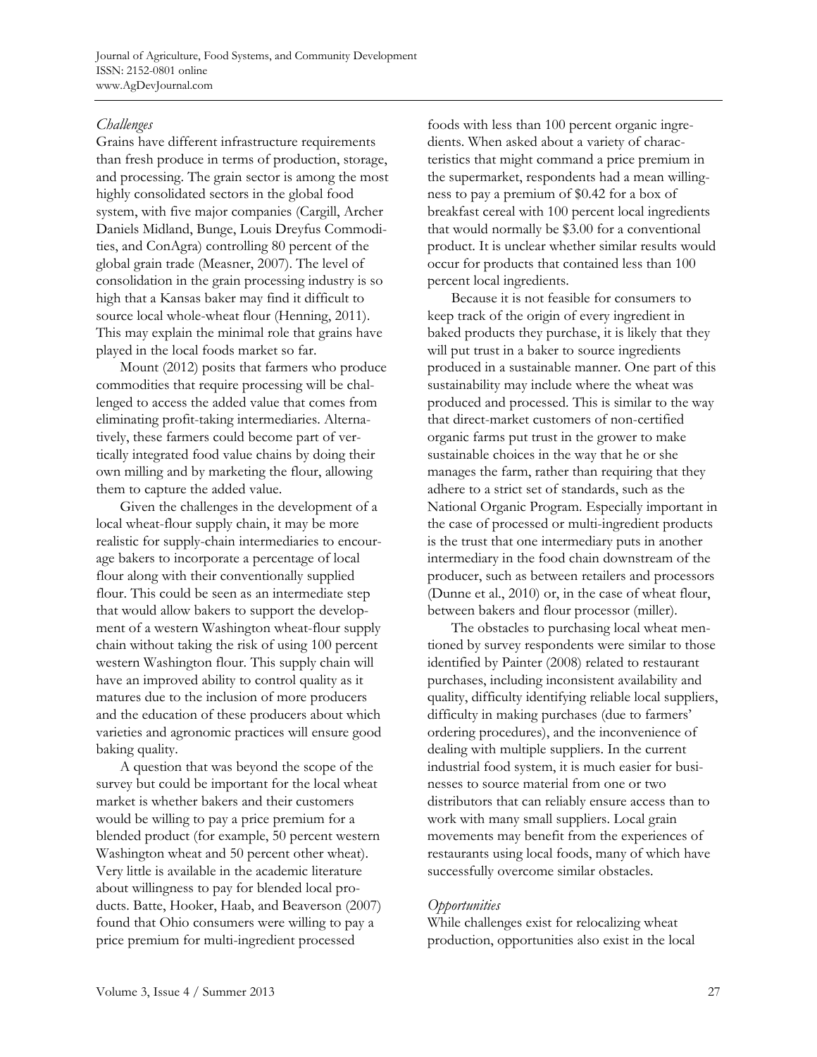*Challenges*

Grains have different infrastructure requirements than fresh produce in terms of production, storage, and processing. The grain sector is among the most highly consolidated sectors in the global food system, with five major companies (Cargill, Archer Daniels Midland, Bunge, Louis Dreyfus Commodities, and ConAgra) controlling 80 percent of the global grain trade (Measner, 2007). The level of consolidation in the grain processing industry is so high that a Kansas baker may find it difficult to source local whole-wheat flour (Henning, 2011). This may explain the minimal role that grains have played in the local foods market so far.

Mount (2012) posits that farmers who produce commodities that require processing will be challenged to access the added value that comes from eliminating profit-taking intermediaries. Alternatively, these farmers could become part of vertically integrated food value chains by doing their own milling and by marketing the flour, allowing them to capture the added value.

Given the challenges in the development of a local wheat-flour supply chain, it may be more realistic for supply-chain intermediaries to encourage bakers to incorporate a percentage of local flour along with their conventionally supplied flour. This could be seen as an intermediate step that would allow bakers to support the development of a western Washington wheat-flour supply chain without taking the risk of using 100 percent western Washington flour. This supply chain will have an improved ability to control quality as it matures due to the inclusion of more producers and the education of these producers about which varieties and agronomic practices will ensure good baking quality.

A question that was beyond the scope of the survey but could be important for the local wheat market is whether bakers and their customers would be willing to pay a price premium for a blended product (for example, 50 percent western Washington wheat and 50 percent other wheat). Very little is available in the academic literature about willingness to pay for blended local products. Batte, Hooker, Haab, and Beaverson (2007) found that Ohio consumers were willing to pay a price premium for multi-ingredient processed foods with less than 100 percent organic ingredients. When asked about a variety of characteristics that might command a price premium in the supermarket, respondents had a mean willingness to pay a premium of $0.42 for a box of breakfast cereal with 100 percent local ingredients that would normally be $3.00 for a conventional product. It is unclear whether similar results would occur for products that contained less than 100 percent local ingredients.

Because it is not feasible for consumers to keep track of the origin of every ingredient in baked products they purchase, it is likely that they will put trust in a baker to source ingredients produced in a sustainable manner. One part of this sustainability may include where the wheat was produced and processed. This is similar to the way that direct-market customers of non-certified organic farms put trust in the grower to make sustainable choices in the way that he or she manages the farm, rather than requiring that they adhere to a strict set of standards, such as the National Organic Program. Especially important in the case of processed or multi-ingredient products is the trust that one intermediary puts in another intermediary in the food chain downstream of the producer, such as between retailers and processors (Dunne et al., 2010) or, in the case of wheat flour, between bakers and flour processor (miller).

The obstacles to purchasing local wheat mentioned by survey respondents were similar to those identified by Painter (2008) related to restaurant purchases, including inconsistent availability and quality, difficulty identifying reliable local suppliers, difficulty in making purchases (due to farmers' ordering procedures), and the inconvenience of dealing with multiple suppliers. In the current industrial food system, it is much easier for businesses to source material from one or two distributors that can reliably ensure access than to work with many small suppliers. Local grain movements may benefit from the experiences of restaurants using local foods, many of which have successfully overcome similar obstacles.

*Opportunities*

While challenges exist for relocalizing wheat production, opportunities also exist in the local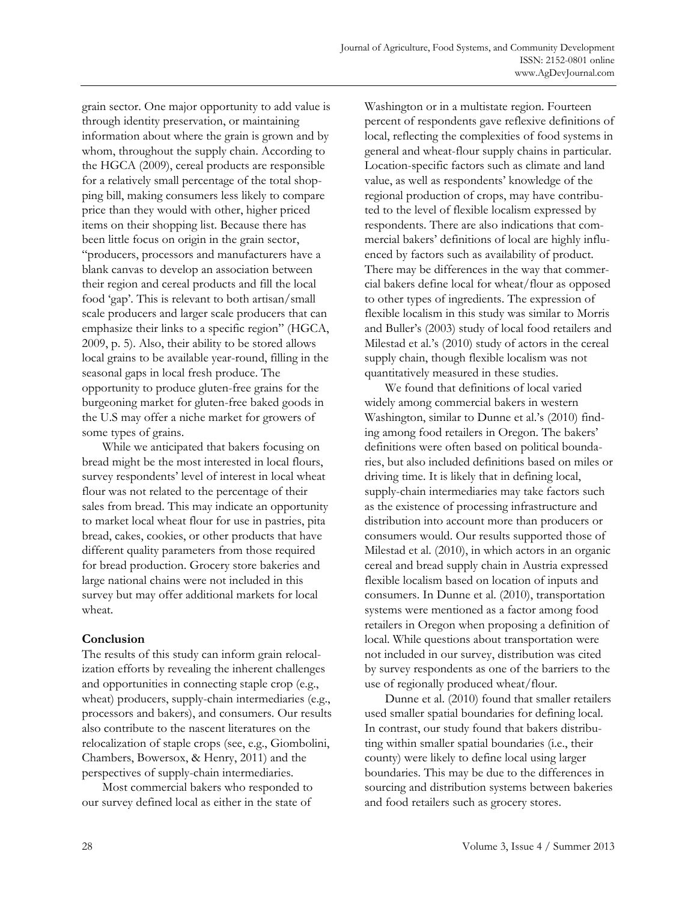grain sector. One major opportunity to add value is through identity preservation, or maintaining information about where the grain is grown and by whom, throughout the supply chain. According to the HGCA (2009), cereal products are responsible for a relatively small percentage of the total shopping bill, making consumers less likely to compare price than they would with other, higher priced items on their shopping list. Because there has been little focus on origin in the grain sector, "producers, processors and manufacturers have a blank canvas to develop an association between their region and cereal products and fill the local food 'gap'. This is relevant to both artisan/small scale producers and larger scale producers that can emphasize their links to a specific region" (HGCA, 2009, p. 5). Also, their ability to be stored allows local grains to be available year-round, filling in the seasonal gaps in local fresh produce. The opportunity to produce gluten-free grains for the burgeoning market for gluten-free baked goods in the U.S may offer a niche market for growers of some types of grains.

While we anticipated that bakers focusing on bread might be the most interested in local flours, survey respondents' level of interest in local wheat flour was not related to the percentage of their sales from bread. This may indicate an opportunity to market local wheat flour for use in pastries, pita bread, cakes, cookies, or other products that have different quality parameters from those required for bread production. Grocery store bakeries and large national chains were not included in this survey but may offer additional markets for local wheat.

## Conclusion

The results of this study can inform grain relocalization efforts by revealing the inherent challenges and opportunities in connecting staple crop (e.g., wheat) producers, supply-chain intermediaries (e.g., processors and bakers), and consumers. Our results also contribute to the nascent literatures on the relocalization of staple crops (see, e.g., Giombolini, Chambers, Bowersox, & Henry, 2011) and the perspectives of supply-chain intermediaries.

Most commercial bakers who responded to our survey defined local as either in the state of Washington or in a multistate region. Fourteen percent of respondents gave reflexive definitions of local, reflecting the complexities of food systems in general and wheat-flour supply chains in particular. Location-specific factors such as climate and land value, as well as respondents' knowledge of the regional production of crops, may have contributed to the level of flexible localism expressed by respondents. There are also indications that commercial bakers' definitions of local are highly influenced by factors such as availability of product. There may be differences in the way that commercial bakers define local for wheat/flour as opposed to other types of ingredients. The expression of flexible localism in this study was similar to Morris and Buller's (2003) study of local food retailers and Milestad et al.'s (2010) study of actors in the cereal supply chain, though flexible localism was not quantitatively measured in these studies.

We found that definitions of local varied widely among commercial bakers in western Washington, similar to Dunne et al.'s (2010) finding among food retailers in Oregon. The bakers' definitions were often based on political boundaries, but also included definitions based on miles or driving time. It is likely that in defining local, supply-chain intermediaries may take factors such as the existence of processing infrastructure and distribution into account more than producers or consumers would. Our results supported those of Milestad et al. (2010), in which actors in an organic cereal and bread supply chain in Austria expressed flexible localism based on location of inputs and consumers. In Dunne et al. (2010), transportation systems were mentioned as a factor among food retailers in Oregon when proposing a definition of local. While questions about transportation were not included in our survey, distribution was cited by survey respondents as one of the barriers to the use of regionally produced wheat/flour.

Dunne et al. (2010) found that smaller retailers used smaller spatial boundaries for defining local. In contrast, our study found that bakers distributing within smaller spatial boundaries (i.e., their county) were likely to define local using larger boundaries. This may be due to the differences in sourcing and distribution systems between bakeries and food retailers such as grocery stores.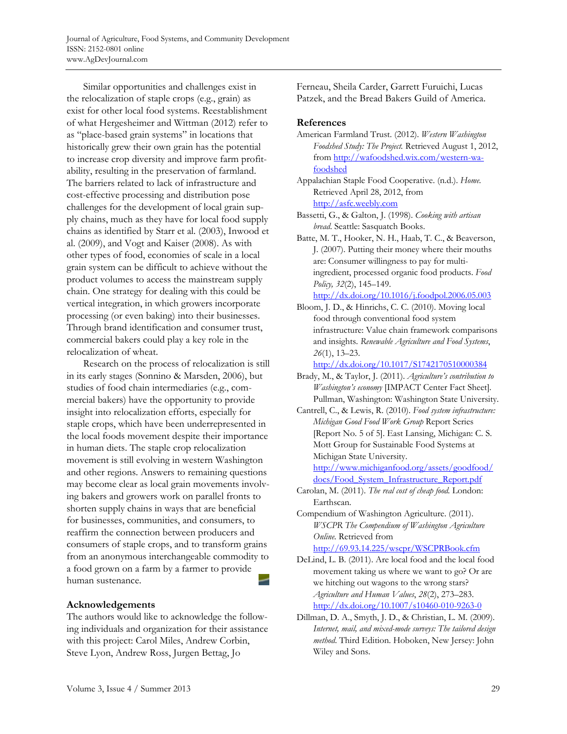Similar opportunities and challenges exist in the relocalization of staple crops (e.g., grain) as exist for other local food systems. Reestablishment of what Hergesheimer and Wittman (2012) refer to as "place-based grain systems" in locations that historically grew their own grain has the potential to increase crop diversity and improve farm profitability, resulting in the preservation of farmland. The barriers related to lack of infrastructure and cost-effective processing and distribution pose challenges for the development of local grain supply chains, much as they have for local food supply chains as identified by Starr et al. (2003), Inwood et al. (2009), and Vogt and Kaiser (2008). As with other types of food, economies of scale in a local grain system can be difficult to achieve without the product volumes to access the mainstream supply chain. One strategy for dealing with this could be vertical integration, in which growers incorporate processing (or even baking) into their businesses. Through brand identification and consumer trust, commercial bakers could play a key role in the relocalization of wheat.

Research on the process of relocalization is still in its early stages (Sonnino & Marsden, 2006), but studies of food chain intermediaries (e.g., commercial bakers) have the opportunity to provide insight into relocalization efforts, especially for staple crops, which have been underrepresented in the local foods movement despite their importance in human diets. The staple crop relocalization movement is still evolving in western Washington and other regions. Answers to remaining questions may become clear as local grain movements involving bakers and growers work on parallel fronts to shorten supply chains in ways that are beneficial for businesses, communities, and consumers, to reaffirm the connection between producers and consumers of staple crops, and to transform grains from an anonymous interchangeable commodity to a food grown on a farm by a farmer to provide human sustenance.

## Acknowledgements

The authors would like to acknowledge the following individuals and organization for their assistance with this project: Carol Miles, Andrew Corbin, Steve Lyon, Andrew Ross, Jurgen Bettag, Jo Ferneau, Sheila Carder, Garrett Furuichi, Lucas Patzek, and the Bread Bakers Guild of America.

## References

American Farmland Trust. (2012). *Western Washington Foodshed Study: The Project.* Retrieved August 1, 2012, from http://wafoodshed.wix.com/western-wa-foodshed

Appalachian Staple Food Cooperative. (n.d.). *Home.* Retrieved April 28, 2012, from http://asfc.weebly.com

Bassetti, G., & Galton, J. (1998). *Cooking with artisan bread.* Seattle: Sasquatch Books.

Batte, M. T., Hooker, N. H., Haab, T. C., & Beaverson, J. (2007). Putting their money where their mouths are: Consumer willingness to pay for multi-ingredient, processed organic food products. *Food Policy, 32*(2), 145–149. http://dx.doi.org/10.1016/j.foodpol.2006.05.003

Bloom, J. D., & Hinrichs, C. C. (2010). Moving local food through conventional food system infrastructure: Value chain framework comparisons and insights. *Renewable Agriculture and Food Systems*, *26*(1), 13–23. http://dx.doi.org/10.1017/S1742170510000384

Brady, M., & Taylor, J. (2011). *Agriculture's contribution to Washington's economy* [IMPACT Center Fact Sheet]. Pullman, Washington: Washington State University.

Cantrell, C., & Lewis, R. (2010). *Food system infrastructure: Michigan Good Food Work Group* Report Series [Report No. 5 of 5]. East Lansing, Michigan: C. S. Mott Group for Sustainable Food Systems at Michigan State University. http://www.michiganfood.org/assets/goodfood/docs/Food_System_Infrastructure_Report.pdf

Carolan, M. (2011). *The real cost of cheap food.* London: Earthscan.

Compendium of Washington Agriculture. (2011). *WSCPR The Compendium of Washington Agriculture Online.* Retrieved from http://69.93.14.225/wscpr/WSCPRBook.cfm

DeLind, L. B. (2011). Are local food and the local food movement taking us where we want to go? Or are we hitching out wagons to the wrong stars? *Agriculture and Human Values*, *28*(2), 273–283. http://dx.doi.org/10.1007/s10460-010-9263-0

Dillman, D. A., Smyth, J. D., & Christian, L. M. (2009). *Internet, mail, and mixed-mode surveys: The tailored design method.* Third Edition. Hoboken, New Jersey: John Wiley and Sons.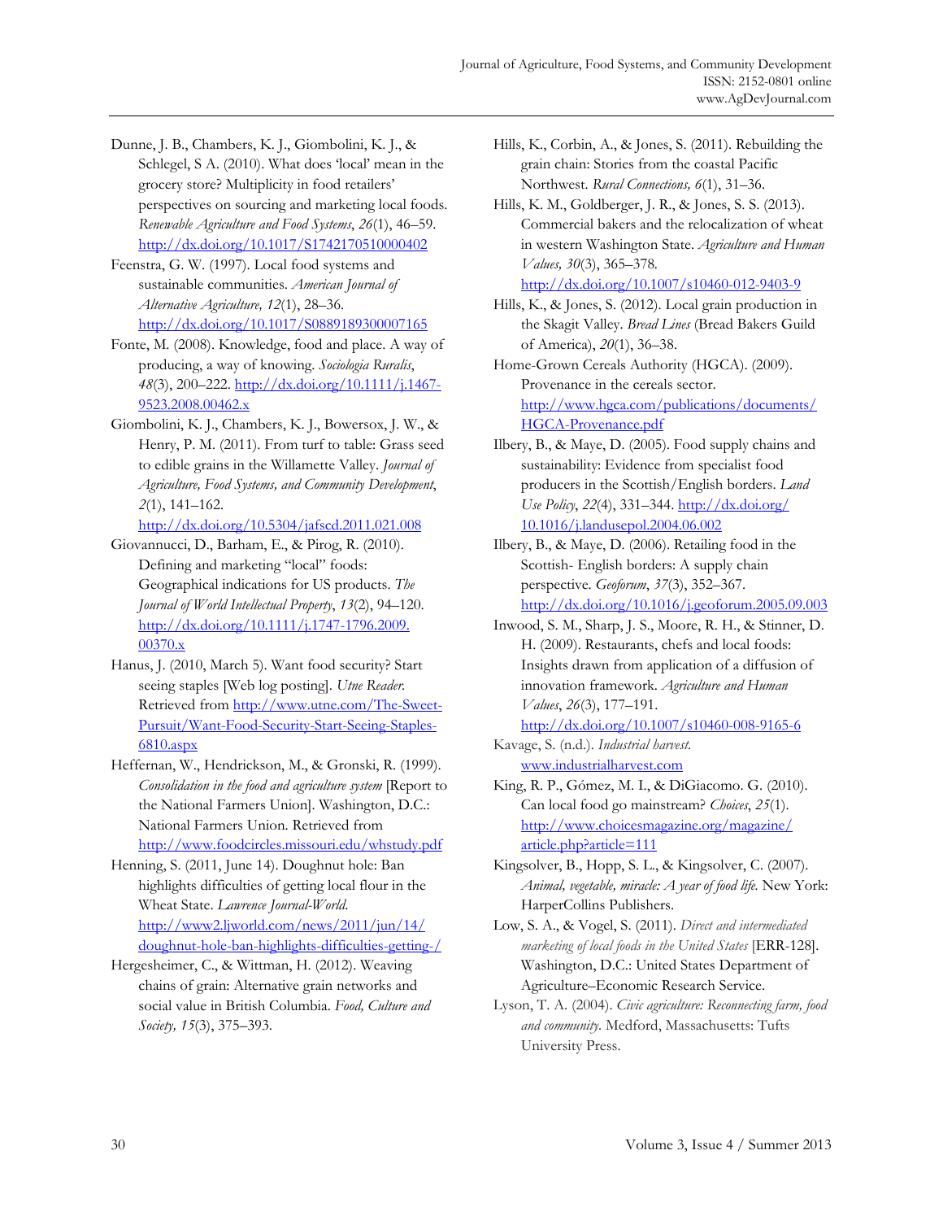Dunne, J. B., Chambers, K. J., Giombolini, K. J., & Schlegel, S A. (2010). What does 'local' mean in the grocery store? Multiplicity in food retailers' perspectives on sourcing and marketing local foods. *Renewable Agriculture and Food Systems*, *26*(1), 46–59. http://dx.doi.org/10.1017/S1742170510000402

Feenstra, G. W. (1997). Local food systems and sustainable communities. *American Journal of Alternative Agriculture, 12*(1), 28–36. http://dx.doi.org/10.1017/S0889189300007165

Fonte, M. (2008). Knowledge, food and place. A way of producing, a way of knowing. *Sociologia Ruralis*, *48*(3), 200–222. http://dx.doi.org/10.1111/j.1467-9523.2008.00462.x

Giombolini, K. J., Chambers, K. J., Bowersox, J. W., & Henry, P. M. (2011). From turf to table: Grass seed to edible grains in the Willamette Valley. *Journal of Agriculture, Food Systems, and Community Development*, *2*(1), 141–162. http://dx.doi.org/10.5304/jafscd.2011.021.008

Giovannucci, D., Barham, E., & Pirog, R. (2010). Defining and marketing "local" foods: Geographical indications for US products. *The Journal of World Intellectual Property*, *13*(2), 94–120. http://dx.doi.org/10.1111/j.1747-1796.2009.00370.x

Hanus, J. (2010, March 5). Want food security? Start seeing staples [Web log posting]. *Utne Reader.* Retrieved from http://www.utne.com/The-Sweet-Pursuit/Want-Food-Security-Start-Seeing-Staples-6810.aspx

Heffernan, W., Hendrickson, M., & Gronski, R. (1999). *Consolidation in the food and agriculture system* [Report to the National Farmers Union]. Washington, D.C.: National Farmers Union. Retrieved from http://www.foodcircles.missouri.edu/whstudy.pdf

Henning, S. (2011, June 14). Doughnut hole: Ban highlights difficulties of getting local flour in the Wheat State. *Lawrence Journal-World.* http://www2.ljworld.com/news/2011/jun/14/doughnut-hole-ban-highlights-difficulties-getting-/

Hergesheimer, C., & Wittman, H. (2012). Weaving chains of grain: Alternative grain networks and social value in British Columbia. *Food, Culture and Society, 15*(3), 375–393.

Hills, K., Corbin, A., & Jones, S. (2011). Rebuilding the grain chain: Stories from the coastal Pacific Northwest. *Rural Connections, 6*(1), 31–36.

Hills, K. M., Goldberger, J. R., & Jones, S. S. (2013). Commercial bakers and the relocalization of wheat in western Washington State. *Agriculture and Human Values, 30*(3), 365–378. http://dx.doi.org/10.1007/s10460-012-9403-9

Hills, K., & Jones, S. (2012). Local grain production in the Skagit Valley. *Bread Lines* (Bread Bakers Guild of America), *20*(1), 36–38.

Home-Grown Cereals Authority (HGCA). (2009). Provenance in the cereals sector. http://www.hgca.com/publications/documents/HGCA-Provenance.pdf

Ilbery, B., & Maye, D. (2005). Food supply chains and sustainability: Evidence from specialist food producers in the Scottish/English borders. *Land Use Policy*, *22*(4), 331–344. http://dx.doi.org/10.1016/j.landusepol.2004.06.002

Ilbery, B., & Maye, D. (2006). Retailing food in the Scottish- English borders: A supply chain perspective. *Geoforum*, *37*(3), 352–367. http://dx.doi.org/10.1016/j.geoforum.2005.09.003

Inwood, S. M., Sharp, J. S., Moore, R. H., & Stinner, D. H. (2009). Restaurants, chefs and local foods: Insights drawn from application of a diffusion of innovation framework. *Agriculture and Human Values*, *26*(3), 177–191. http://dx.doi.org/10.1007/s10460-008-9165-6

Kavage, S. (n.d.). *Industrial harvest.* www.industrialharvest.com

King, R. P., Gómez, M. I., & DiGiacomo. G. (2010). Can local food go mainstream? *Choices*, *25*(1). http://www.choicesmagazine.org/magazine/article.php?article=111

Kingsolver, B., Hopp, S. L., & Kingsolver, C. (2007). *Animal, vegetable, miracle: A year of food life.* New York: HarperCollins Publishers.

Low, S. A., & Vogel, S. (2011). *Direct and intermediated marketing of local foods in the United States* [ERR-128]. Washington, D.C.: United States Department of Agriculture–Economic Research Service.

Lyson, T. A. (2004). *Civic agriculture: Reconnecting farm, food and community.* Medford, Massachusetts: Tufts University Press.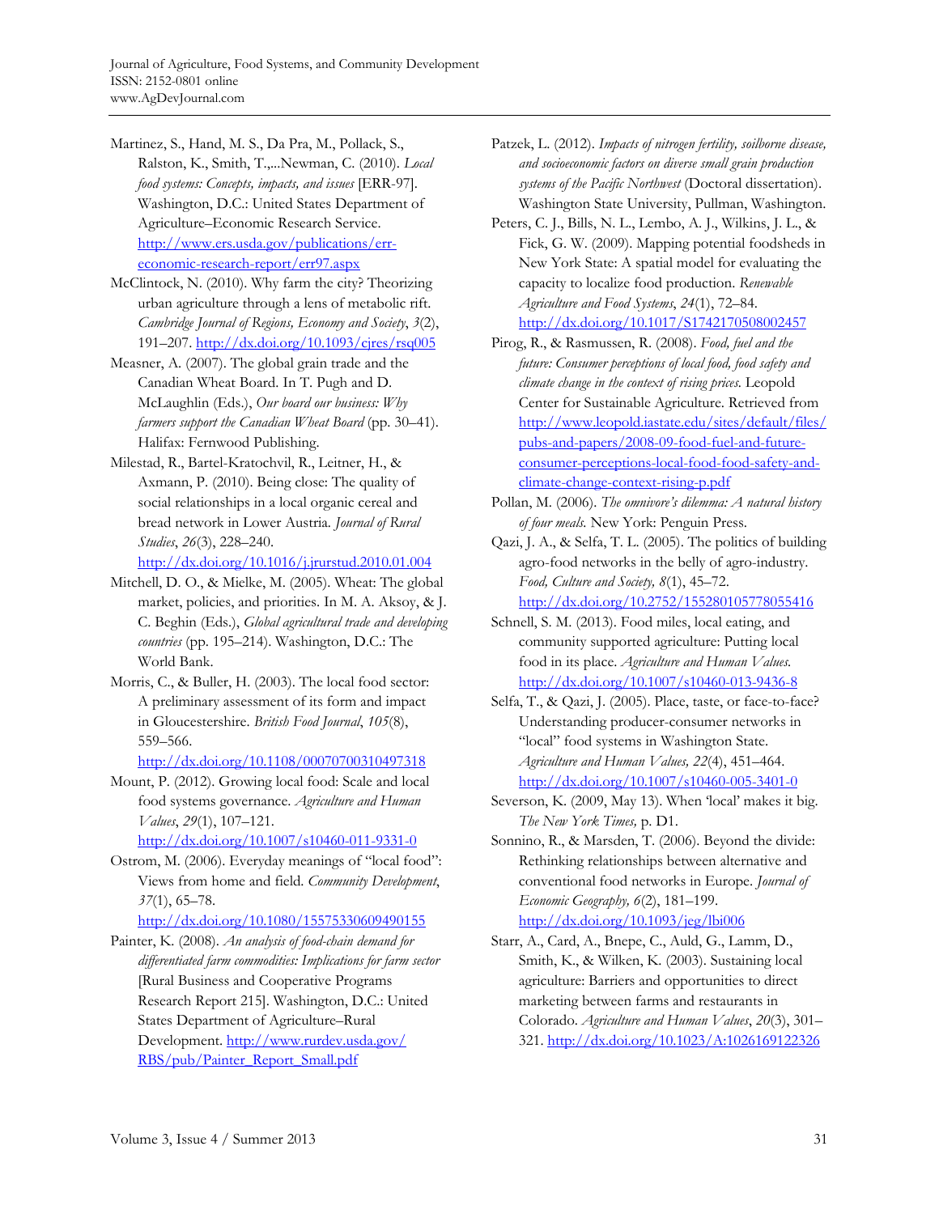Martinez, S., Hand, M. S., Da Pra, M., Pollack, S., Ralston, K., Smith, T.,...Newman, C. (2010). *Local food systems: Concepts, impacts, and issues* [ERR-97]. Washington, D.C.: United States Department of Agriculture–Economic Research Service. http://www.ers.usda.gov/publications/err-economic-research-report/err97.aspx

McClintock, N. (2010). Why farm the city? Theorizing urban agriculture through a lens of metabolic rift. *Cambridge Journal of Regions, Economy and Society*, *3*(2), 191–207. http://dx.doi.org/10.1093/cjres/rsq005

Measner, A. (2007). The global grain trade and the Canadian Wheat Board. In T. Pugh and D. McLaughlin (Eds.), *Our board our business: Why farmers support the Canadian Wheat Board* (pp. 30–41). Halifax: Fernwood Publishing.

Milestad, R., Bartel-Kratochvil, R., Leitner, H., & Axmann, P. (2010). Being close: The quality of social relationships in a local organic cereal and bread network in Lower Austria. *Journal of Rural Studies*, *26*(3), 228–240. http://dx.doi.org/10.1016/j.jrurstud.2010.01.004

Mitchell, D. O., & Mielke, M. (2005). Wheat: The global market, policies, and priorities. In M. A. Aksoy, & J. C. Beghin (Eds.), *Global agricultural trade and developing countries* (pp. 195–214). Washington, D.C.: The World Bank.

Morris, C., & Buller, H. (2003). The local food sector: A preliminary assessment of its form and impact in Gloucestershire. *British Food Journal*, *105*(8), 559–566. http://dx.doi.org/10.1108/00070700310497318

Mount, P. (2012). Growing local food: Scale and local food systems governance. *Agriculture and Human Values*, *29*(1), 107–121. http://dx.doi.org/10.1007/s10460-011-9331-0

Ostrom, M. (2006). Everyday meanings of "local food": Views from home and field. *Community Development*, *37*(1), 65–78. http://dx.doi.org/10.1080/15575330609490155

Painter, K. (2008). *An analysis of food-chain demand for differentiated farm commodities: Implications for farm sector* [Rural Business and Cooperative Programs Research Report 215]. Washington, D.C.: United States Department of Agriculture–Rural Development. http://www.rurdev.usda.gov/RBS/pub/Painter_Report_Small.pdf

Patzek, L. (2012). *Impacts of nitrogen fertility, soilborne disease, and socioeconomic factors on diverse small grain production systems of the Pacific Northwest* (Doctoral dissertation). Washington State University, Pullman, Washington.

Peters, C. J., Bills, N. L., Lembo, A. J., Wilkins, J. L., & Fick, G. W. (2009). Mapping potential foodsheds in New York State: A spatial model for evaluating the capacity to localize food production. *Renewable Agriculture and Food Systems*, *24*(1), 72–84. http://dx.doi.org/10.1017/S1742170508002457

Pirog, R., & Rasmussen, R. (2008). *Food, fuel and the future: Consumer perceptions of local food, food safety and climate change in the context of rising prices.* Leopold Center for Sustainable Agriculture. Retrieved from http://www.leopold.iastate.edu/sites/default/files/pubs-and-papers/2008-09-food-fuel-and-future-consumer-perceptions-local-food-food-safety-and-climate-change-context-rising-p.pdf

Pollan, M. (2006). *The omnivore's dilemma: A natural history of four meals.* New York: Penguin Press.

Qazi, J. A., & Selfa, T. L. (2005). The politics of building agro-food networks in the belly of agro-industry. *Food, Culture and Society, 8*(1), 45–72. http://dx.doi.org/10.2752/155280105778055416

Schnell, S. M. (2013). Food miles, local eating, and community supported agriculture: Putting local food in its place. *Agriculture and Human Values.* http://dx.doi.org/10.1007/s10460-013-9436-8

Selfa, T., & Qazi, J. (2005). Place, taste, or face-to-face? Understanding producer-consumer networks in "local" food systems in Washington State. *Agriculture and Human Values, 22*(4), 451–464. http://dx.doi.org/10.1007/s10460-005-3401-0

Severson, K. (2009, May 13). When 'local' makes it big. *The New York Times,* p. D1.

Sonnino, R., & Marsden, T. (2006). Beyond the divide: Rethinking relationships between alternative and conventional food networks in Europe. *Journal of Economic Geography, 6*(2), 181–199. http://dx.doi.org/10.1093/jeg/lbi006

Starr, A., Card, A., Bnepe, C., Auld, G., Lamm, D., Smith, K., & Wilken, K. (2003). Sustaining local agriculture: Barriers and opportunities to direct marketing between farms and restaurants in Colorado. *Agriculture and Human Values*, *20*(3), 301–321. http://dx.doi.org/10.1023/A:1026169122326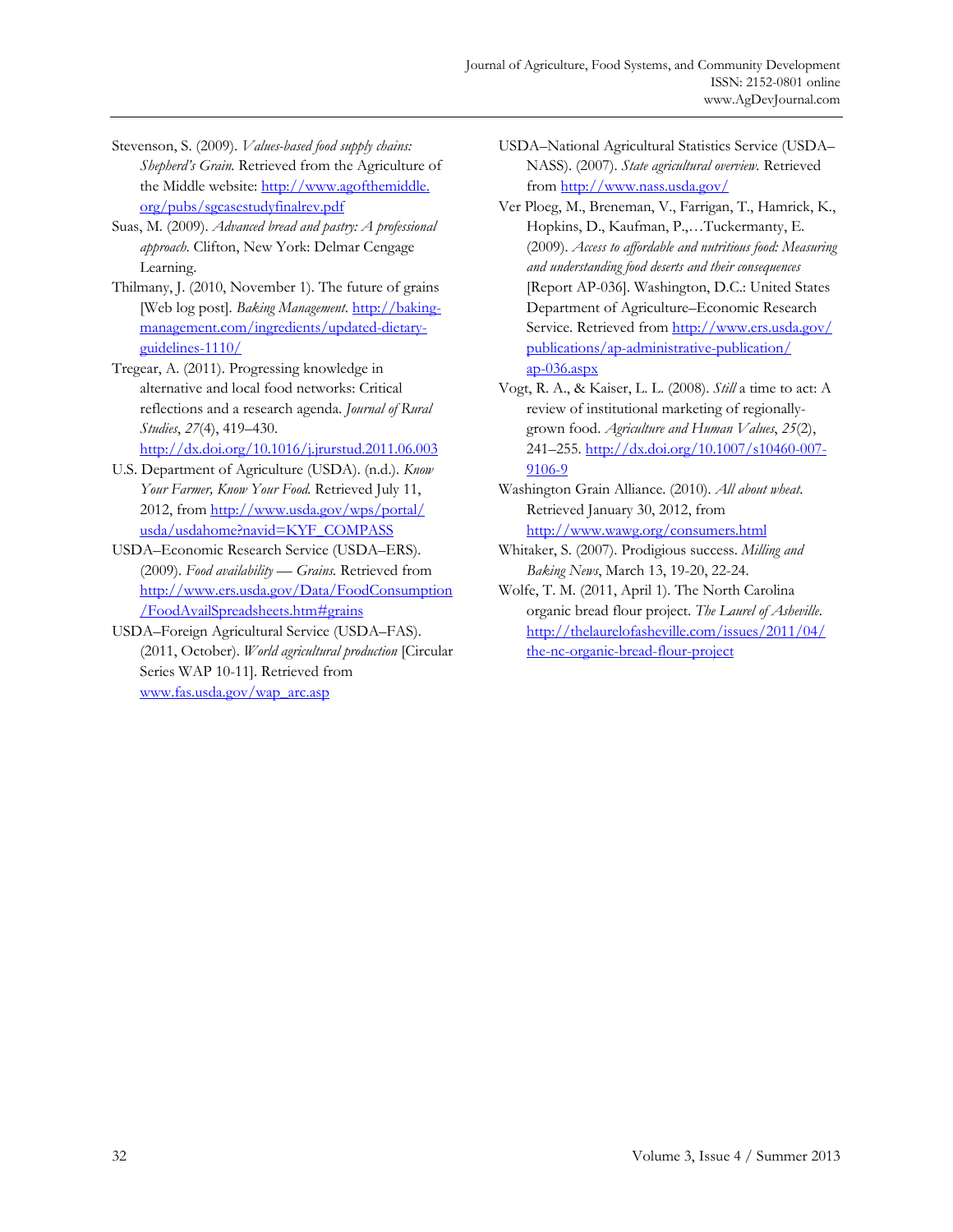Stevenson, S. (2009). *Values-based food supply chains: Shepherd's Grain.* Retrieved from the Agriculture of the Middle website: http://www.agofthemiddle.org/pubs/sgcasestudyfinalrev.pdf

Suas, M. (2009). *Advanced bread and pastry: A professional approach.* Clifton, New York: Delmar Cengage Learning.

Thilmany, J. (2010, November 1). The future of grains [Web log post]. *Baking Management.* http://baking-management.com/ingredients/updated-dietary-guidelines-1110/

Tregear, A. (2011). Progressing knowledge in alternative and local food networks: Critical reflections and a research agenda. *Journal of Rural Studies*, *27*(4), 419–430. http://dx.doi.org/10.1016/j.jrurstud.2011.06.003

U.S. Department of Agriculture (USDA). (n.d.). *Know Your Farmer, Know Your Food.* Retrieved July 11, 2012, from http://www.usda.gov/wps/portal/usda/usdahome?navid=KYF_COMPASS

USDA–Economic Research Service (USDA–ERS). (2009). *Food availability — Grains.* Retrieved from http://www.ers.usda.gov/Data/FoodConsumption/FoodAvailSpreadsheets.htm#grains

USDA–Foreign Agricultural Service (USDA–FAS). (2011, October). *World agricultural production* [Circular Series WAP 10-11]. Retrieved from www.fas.usda.gov/wap_arc.asp

USDA–National Agricultural Statistics Service (USDA–NASS). (2007). *State agricultural overview.* Retrieved from http://www.nass.usda.gov/

Ver Ploeg, M., Breneman, V., Farrigan, T., Hamrick, K., Hopkins, D., Kaufman, P.,…Tuckermanty, E. (2009). *Access to affordable and nutritious food: Measuring and understanding food deserts and their consequences* [Report AP-036]. Washington, D.C.: United States Department of Agriculture–Economic Research Service. Retrieved from http://www.ers.usda.gov/publications/ap-administrative-publication/ap-036.aspx

Vogt, R. A., & Kaiser, L. L. (2008). *Still* a time to act: A review of institutional marketing of regionally-grown food. *Agriculture and Human Values*, *25*(2), 241–255. http://dx.doi.org/10.1007/s10460-007-9106-9

Washington Grain Alliance. (2010). *All about wheat.* Retrieved January 30, 2012, from http://www.wawg.org/consumers.html

Whitaker, S. (2007). Prodigious success. *Milling and Baking News*, March 13, 19-20, 22-24.

Wolfe, T. M. (2011, April 1). The North Carolina organic bread flour project. *The Laurel of Asheville.* http://thelaurelofasheville.com/issues/2011/04/the-nc-organic-bread-flour-project